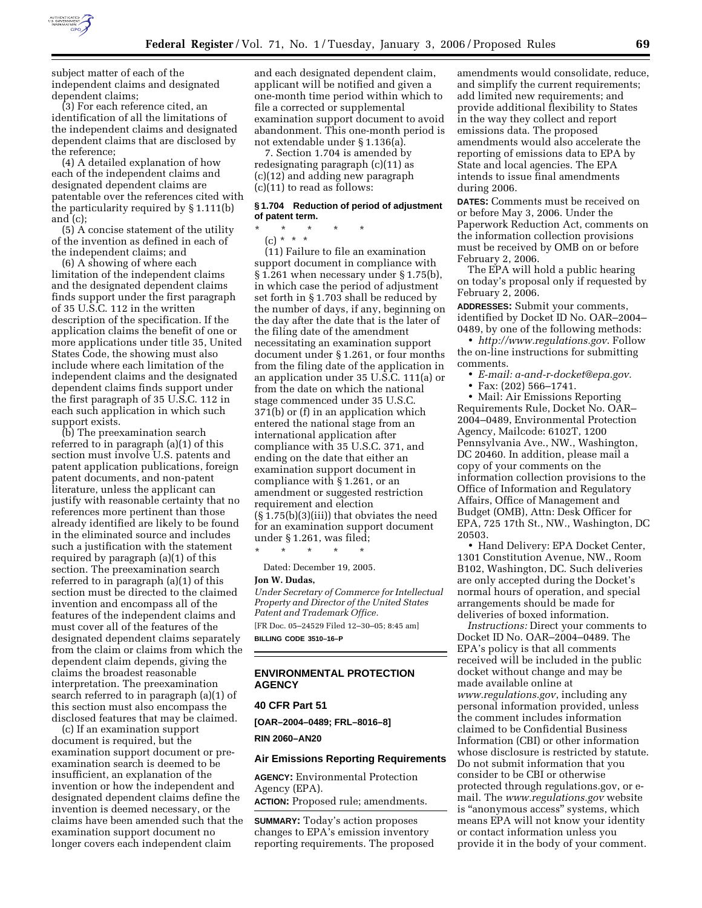subject matter of each of the independent claims and designated dependent claims;

(3) For each reference cited, an identification of all the limitations of the independent claims and designated dependent claims that are disclosed by the reference;

(4) A detailed explanation of how each of the independent claims and designated dependent claims are patentable over the references cited with the particularity required by § 1.111(b) and (c);

(5) A concise statement of the utility of the invention as defined in each of the independent claims; and

(6) A showing of where each limitation of the independent claims and the designated dependent claims finds support under the first paragraph of 35 U.S.C. 112 in the written description of the specification. If the application claims the benefit of one or more applications under title 35, United States Code, the showing must also include where each limitation of the independent claims and the designated dependent claims finds support under the first paragraph of 35 U.S.C. 112 in each such application in which such support exists.

(b) The preexamination search referred to in paragraph (a)(1) of this section must involve U.S. patents and patent application publications, foreign patent documents, and non-patent literature, unless the applicant can justify with reasonable certainty that no references more pertinent than those already identified are likely to be found in the eliminated source and includes such a justification with the statement required by paragraph (a)(1) of this section. The preexamination search referred to in paragraph (a)(1) of this section must be directed to the claimed invention and encompass all of the features of the independent claims and must cover all of the features of the designated dependent claims separately from the claim or claims from which the dependent claim depends, giving the claims the broadest reasonable interpretation. The preexamination search referred to in paragraph (a)(1) of this section must also encompass the disclosed features that may be claimed.

(c) If an examination support document is required, but the examination support document or preexamination search is deemed to be insufficient, an explanation of the invention or how the independent and designated dependent claims define the invention is deemed necessary, or the claims have been amended such that the examination support document no longer covers each independent claim and each designated dependent claim, applicant will be notified and given a one-month time period within which to file a corrected or supplemental examination support document to avoid abandonment. This one-month period is not extendable under § 1.136(a).

7. Section 1.704 is amended by redesignating paragraph (c)(11) as (c)(12) and adding new paragraph (c)(11) to read as follows:

### § 1.704 Reduction of period of adjustment of patent term.

\* \* \* \* \*

(c) \* \* \*

(11) Failure to file an examination support document in compliance with § 1.261 when necessary under § 1.75(b), in which case the period of adjustment set forth in § 1.703 shall be reduced by the number of days, if any, beginning on the day after the date that is the later of the filing date of the amendment necessitating an examination support document under § 1.261, or four months from the filing date of the application in an application under 35 U.S.C. 111(a) or from the date on which the national stage commenced under 35 U.S.C. 371(b) or (f) in an application which entered the national stage from an international application after compliance with 35 U.S.C. 371, and ending on the date that either an examination support document in compliance with § 1.261, or an amendment or suggested restriction requirement and election (§ 1.75(b)(3)(iii)) that obviates the need for an examination support document under § 1.261, was filed;

\* \* \* \* \*

Dated: December 19, 2005.

**Jon W. Dudas,**

*Under Secretary of Commerce for Intellectual Property and Director of the United States Patent and Trademark Office.*

[FR Doc. 05–24529 Filed 12–30–05; 8:45 am]

**BILLING CODE 3510–16–P**

## ENVIRONMENTAL PROTECTION AGENCY

### 40 CFR Part 51

**[OAR–2004–0489; FRL–8016–8]**

**RIN 2060–AN20**

### Air Emissions Reporting Requirements

**AGENCY:** Environmental Protection Agency (EPA).

**ACTION:** Proposed rule; amendments.

**SUMMARY:** Today's action proposes changes to EPA's emission inventory reporting requirements. The proposed amendments would consolidate, reduce, and simplify the current requirements; add limited new requirements; and provide additional flexibility to States in the way they collect and report emissions data. The proposed amendments would also accelerate the reporting of emissions data to EPA by State and local agencies. The EPA intends to issue final amendments during 2006.

**DATES:** Comments must be received on or before May 3, 2006. Under the Paperwork Reduction Act, comments on the information collection provisions must be received by OMB on or before February 2, 2006.

The EPA will hold a public hearing on today's proposal only if requested by February 2, 2006.

**ADDRESSES:** Submit your comments, identified by Docket ID No. OAR–2004–0489, by one of the following methods:

- *http://www.regulations.gov*. Follow the on-line instructions for submitting comments.
- *E-mail: a-and-r-docket@epa.gov.*
- Fax: (202) 566–1741.
- Mail: Air Emissions Reporting Requirements Rule, Docket No. OAR–2004–0489, Environmental Protection Agency, Mailcode: 6102T, 1200 Pennsylvania Ave., NW., Washington, DC 20460. In addition, please mail a copy of your comments on the information collection provisions to the Office of Information and Regulatory Affairs, Office of Management and Budget (OMB), Attn: Desk Officer for EPA, 725 17th St., NW., Washington, DC 20503.
- Hand Delivery: EPA Docket Center, 1301 Constitution Avenue, NW., Room B102, Washington, DC. Such deliveries are only accepted during the Docket's normal hours of operation, and special arrangements should be made for deliveries of boxed information.

*Instructions:* Direct your comments to Docket ID No. OAR–2004–0489. The EPA's policy is that all comments received will be included in the public docket without change and may be made available online at *www.regulations.gov*, including any personal information provided, unless the comment includes information claimed to be Confidential Business Information (CBI) or other information whose disclosure is restricted by statute. Do not submit information that you consider to be CBI or otherwise protected through regulations.gov, or e-mail. The *www.regulations.gov* website is "anonymous access" systems, which means EPA will not know your identity or contact information unless you provide it in the body of your comment.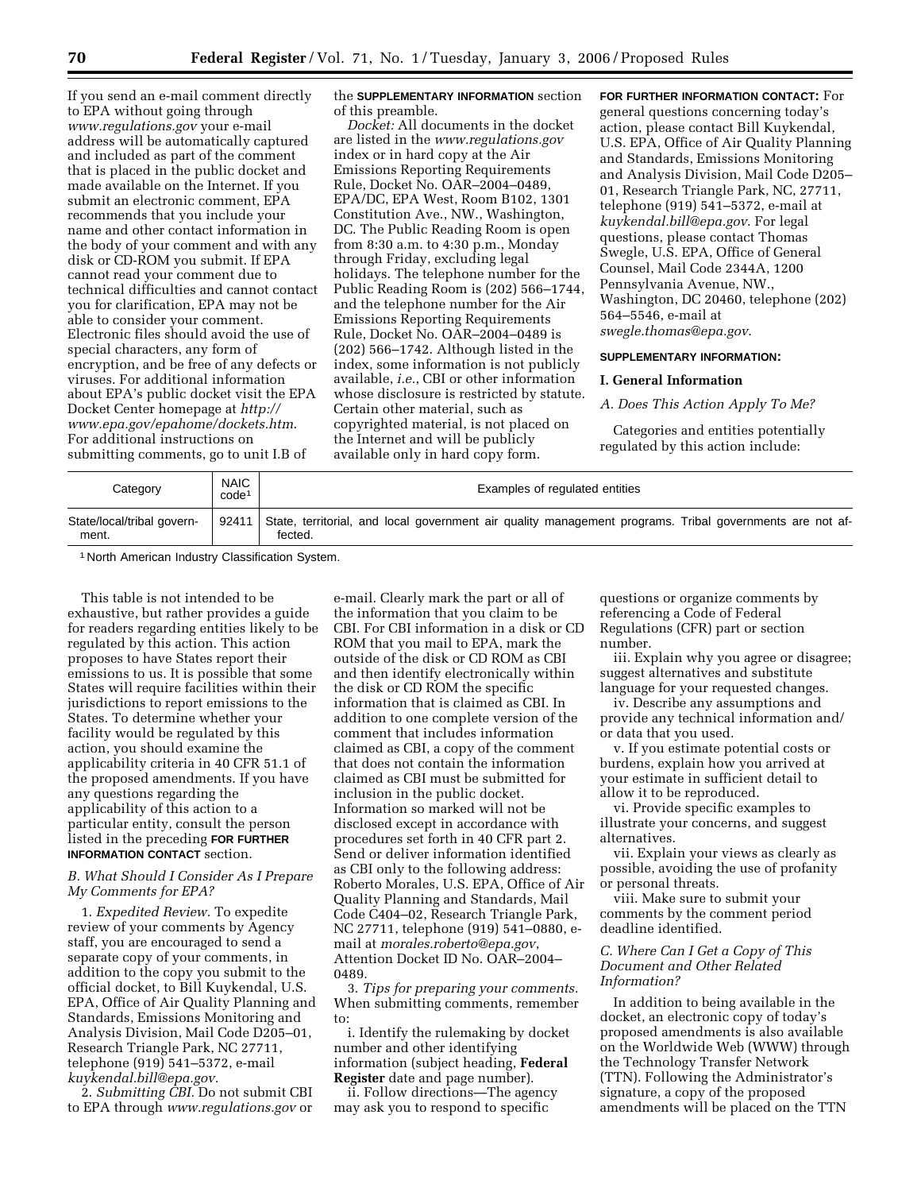If you send an e-mail comment directly to EPA without going through *www.regulations.gov* your e-mail address will be automatically captured and included as part of the comment that is placed in the public docket and made available on the Internet. If you submit an electronic comment, EPA recommends that you include your name and other contact information in the body of your comment and with any disk or CD-ROM you submit. If EPA cannot read your comment due to technical difficulties and cannot contact you for clarification, EPA may not be able to consider your comment. Electronic files should avoid the use of special characters, any form of encryption, and be free of any defects or viruses. For additional information about EPA's public docket visit the EPA Docket Center homepage at *http://www.epa.gov/epahome/dockets.htm*. For additional instructions on submitting comments, go to unit I.B of the **SUPPLEMENTARY INFORMATION** section of this preamble.

*Docket:* All documents in the docket are listed in the *www.regulations.gov* index or in hard copy at the Air Emissions Reporting Requirements Rule, Docket No. OAR–2004–0489, EPA/DC, EPA West, Room B102, 1301 Constitution Ave., NW., Washington, DC. The Public Reading Room is open from 8:30 a.m. to 4:30 p.m., Monday through Friday, excluding legal holidays. The telephone number for the Public Reading Room is (202) 566–1744, and the telephone number for the Air Emissions Reporting Requirements Rule, Docket No. OAR–2004–0489 is (202) 566–1742. Although listed in the index, some information is not publicly available, *i.e.*, CBI or other information whose disclosure is restricted by statute. Certain other material, such as copyrighted material, is not placed on the Internet and will be publicly available only in hard copy form.

**FOR FURTHER INFORMATION CONTACT:** For general questions concerning today's action, please contact Bill Kuykendal, U.S. EPA, Office of Air Quality Planning and Standards, Emissions Monitoring and Analysis Division, Mail Code D205–01, Research Triangle Park, NC, 27711, telephone (919) 541–5372, e-mail at *kuykendal.bill@epa.gov*. For legal questions, please contact Thomas Swegle, U.S. EPA, Office of General Counsel, Mail Code 2344A, 1200 Pennsylvania Avenue, NW., Washington, DC 20460, telephone (202) 564–5546, e-mail at *swegle.thomas@epa.gov*.

**SUPPLEMENTARY INFORMATION:**

## I. General Information

### A. Does This Action Apply To Me?

Categories and entities potentially regulated by this action include:

| Category | NAIC code[1] | Examples of regulated entities |
|---|---|---|
| State/local/tribal government. | 92411 | State, territorial, and local government air quality management programs. Tribal governments are not affected. |

[1] North American Industry Classification System.

This table is not intended to be exhaustive, but rather provides a guide for readers regarding entities likely to be regulated by this action. This action proposes to have States report their emissions to us. It is possible that some States will require facilities within their jurisdictions to report emissions to the States. To determine whether your facility would be regulated by this action, you should examine the applicability criteria in 40 CFR 51.1 of the proposed amendments. If you have any questions regarding the applicability of this action to a particular entity, consult the person listed in the preceding **FOR FURTHER INFORMATION CONTACT** section.

### B. What Should I Consider As I Prepare My Comments for EPA?

1. *Expedited Review.* To expedite review of your comments by Agency staff, you are encouraged to send a separate copy of your comments, in addition to the copy you submit to the official docket, to Bill Kuykendal, U.S. EPA, Office of Air Quality Planning and Standards, Emissions Monitoring and Analysis Division, Mail Code D205–01, Research Triangle Park, NC 27711, telephone (919) 541–5372, e-mail *kuykendal.bill@epa.gov.*

2. *Submitting CBI.* Do not submit CBI to EPA through *www.regulations.gov* or e-mail. Clearly mark the part or all of the information that you claim to be CBI. For CBI information in a disk or CD ROM that you mail to EPA, mark the outside of the disk or CD ROM as CBI and then identify electronically within the disk or CD ROM the specific information that is claimed as CBI. In addition to one complete version of the comment that includes information claimed as CBI, a copy of the comment that does not contain the information claimed as CBI must be submitted for inclusion in the public docket. Information so marked will not be disclosed except in accordance with procedures set forth in 40 CFR part 2. Send or deliver information identified as CBI only to the following address: Roberto Morales, U.S. EPA, Office of Air Quality Planning and Standards, Mail Code C404–02, Research Triangle Park, NC 27711, telephone (919) 541–0880, e-mail at *morales.roberto@epa.gov*, Attention Docket ID No. OAR–2004–0489.

3. *Tips for preparing your comments.* When submitting comments, remember to:

i. Identify the rulemaking by docket number and other identifying information (subject heading, **Federal Register** date and page number).

ii. Follow directions—The agency may ask you to respond to specific questions or organize comments by referencing a Code of Federal Regulations (CFR) part or section number.

iii. Explain why you agree or disagree; suggest alternatives and substitute language for your requested changes.

iv. Describe any assumptions and provide any technical information and/or data that you used.

v. If you estimate potential costs or burdens, explain how you arrived at your estimate in sufficient detail to allow it to be reproduced.

vi. Provide specific examples to illustrate your concerns, and suggest alternatives.

vii. Explain your views as clearly as possible, avoiding the use of profanity or personal threats.

viii. Make sure to submit your comments by the comment period deadline identified.

### C. Where Can I Get a Copy of This Document and Other Related Information?

In addition to being available in the docket, an electronic copy of today's proposed amendments is also available on the Worldwide Web (WWW) through the Technology Transfer Network (TTN). Following the Administrator's signature, a copy of the proposed amendments will be placed on the TTN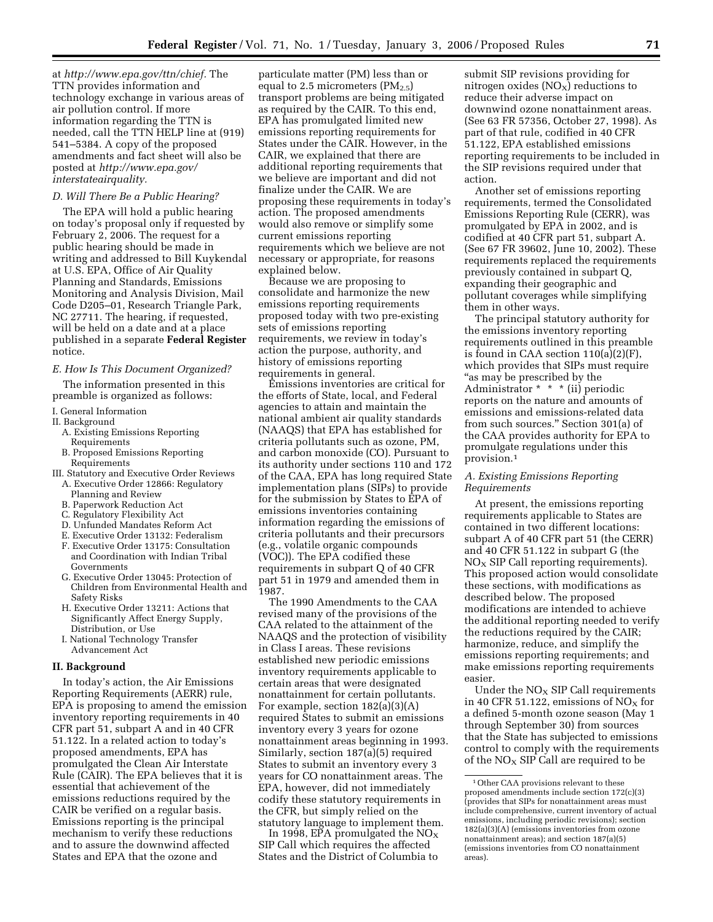at *http://www.epa.gov/ttn/chief.* The TTN provides information and technology exchange in various areas of air pollution control. If more information regarding the TTN is needed, call the TTN HELP line at (919) 541–5384. A copy of the proposed amendments and fact sheet will also be posted at *http://www.epa.gov/interstateairquality.*

### D. Will There Be a Public Hearing?

The EPA will hold a public hearing on today's proposal only if requested by February 2, 2006. The request for a public hearing should be made in writing and addressed to Bill Kuykendal at U.S. EPA, Office of Air Quality Planning and Standards, Emissions Monitoring and Analysis Division, Mail Code D205–01, Research Triangle Park, NC 27711. The hearing, if requested, will be held on a date and at a place published in a separate **Federal Register** notice.

### E. How Is This Document Organized?

The information presented in this preamble is organized as follows:

I. General Information
II. Background
  A. Existing Emissions Reporting Requirements
  B. Proposed Emissions Reporting Requirements
III. Statutory and Executive Order Reviews
  A. Executive Order 12866: Regulatory Planning and Review
  B. Paperwork Reduction Act
  C. Regulatory Flexibility Act
  D. Unfunded Mandates Reform Act
  E. Executive Order 13132: Federalism
  F. Executive Order 13175: Consultation and Coordination with Indian Tribal Governments
  G. Executive Order 13045: Protection of Children from Environmental Health and Safety Risks
  H. Executive Order 13211: Actions that Significantly Affect Energy Supply, Distribution, or Use
  I. National Technology Transfer Advancement Act

## II. Background

In today's action, the Air Emissions Reporting Requirements (AERR) rule, EPA is proposing to amend the emission inventory reporting requirements in 40 CFR part 51, subpart A and in 40 CFR 51.122. In a related action to today's proposed amendments, EPA has promulgated the Clean Air Interstate Rule (CAIR). The EPA believes that it is essential that achievement of the emissions reductions required by the CAIR be verified on a regular basis. Emissions reporting is the principal mechanism to verify these reductions and to assure the downwind affected States and EPA that the ozone and particulate matter (PM) less than or equal to 2.5 micrometers ($PM_{2.5}$) transport problems are being mitigated as required by the CAIR. To this end, EPA has promulgated limited new emissions reporting requirements for States under the CAIR. However, in the CAIR, we explained that there are additional reporting requirements that we believe are important and did not finalize under the CAIR. We are proposing these requirements in today's action. The proposed amendments would also remove or simplify some current emissions reporting requirements which we believe are not necessary or appropriate, for reasons explained below.

Because we are proposing to consolidate and harmonize the new emissions reporting requirements proposed today with two pre-existing sets of emissions reporting requirements, we review in today's action the purpose, authority, and history of emissions reporting requirements in general.

Emissions inventories are critical for the efforts of State, local, and Federal agencies to attain and maintain the national ambient air quality standards (NAAQS) that EPA has established for criteria pollutants such as ozone, PM, and carbon monoxide (CO). Pursuant to its authority under sections 110 and 172 of the CAA, EPA has long required State implementation plans (SIPs) to provide for the submission by States to EPA of emissions inventories containing information regarding the emissions of criteria pollutants and their precursors (e.g., volatile organic compounds (VOC)). The EPA codified these requirements in subpart Q of 40 CFR part 51 in 1979 and amended them in 1987.

The 1990 Amendments to the CAA revised many of the provisions of the CAA related to the attainment of the NAAQS and the protection of visibility in Class I areas. These revisions established new periodic emissions inventory requirements applicable to certain areas that were designated nonattainment for certain pollutants. For example, section 182(a)(3)(A) required States to submit an emissions inventory every 3 years for ozone nonattainment areas beginning in 1993. Similarly, section 187(a)(5) required States to submit an inventory every 3 years for CO nonattainment areas. The EPA, however, did not immediately codify these statutory requirements in the CFR, but simply relied on the statutory language to implement them.

In 1998, EPA promulgated the $NO_X$ SIP Call which requires the affected States and the District of Columbia to submit SIP revisions providing for nitrogen oxides ($NO_X$) reductions to reduce their adverse impact on downwind ozone nonattainment areas. (See 63 FR 57356, October 27, 1998). As part of that rule, codified in 40 CFR 51.122, EPA established emissions reporting requirements to be included in the SIP revisions required under that action.

Another set of emissions reporting requirements, termed the Consolidated Emissions Reporting Rule (CERR), was promulgated by EPA in 2002, and is codified at 40 CFR part 51, subpart A. (See 67 FR 39602, June 10, 2002). These requirements replaced the requirements previously contained in subpart Q, expanding their geographic and pollutant coverages while simplifying them in other ways.

The principal statutory authority for the emissions inventory reporting requirements outlined in this preamble is found in CAA section 110(a)(2)(F), which provides that SIPs must require "as may be prescribed by the Administrator * * * (ii) periodic reports on the nature and amounts of emissions and emissions-related data from such sources." Section 301(a) of the CAA provides authority for EPA to promulgate regulations under this provision.[1]

### A. Existing Emissions Reporting Requirements

At present, the emissions reporting requirements applicable to States are contained in two different locations: subpart A of 40 CFR part 51 (the CERR) and 40 CFR 51.122 in subpart G (the $NO_X$ SIP Call reporting requirements). This proposed action would consolidate these sections, with modifications as described below. The proposed modifications are intended to achieve the additional reporting needed to verify the reductions required by the CAIR; harmonize, reduce, and simplify the emissions reporting requirements; and make emissions reporting requirements easier.

Under the $NO_X$ SIP Call requirements in 40 CFR 51.122, emissions of $NO_X$ for a defined 5-month ozone season (May 1 through September 30) from sources that the State has subjected to emissions control to comply with the requirements of the $NO_X$ SIP Call are required to be

---

[1] Other CAA provisions relevant to these proposed amendments include section 172(c)(3) (provides that SIPs for nonattainment areas must include comprehensive, current inventory of actual emissions, including periodic revisions); section 182(a)(3)(A) (emissions inventories from ozone nonattainment areas); and section 187(a)(5) (emissions inventories from CO nonattainment areas).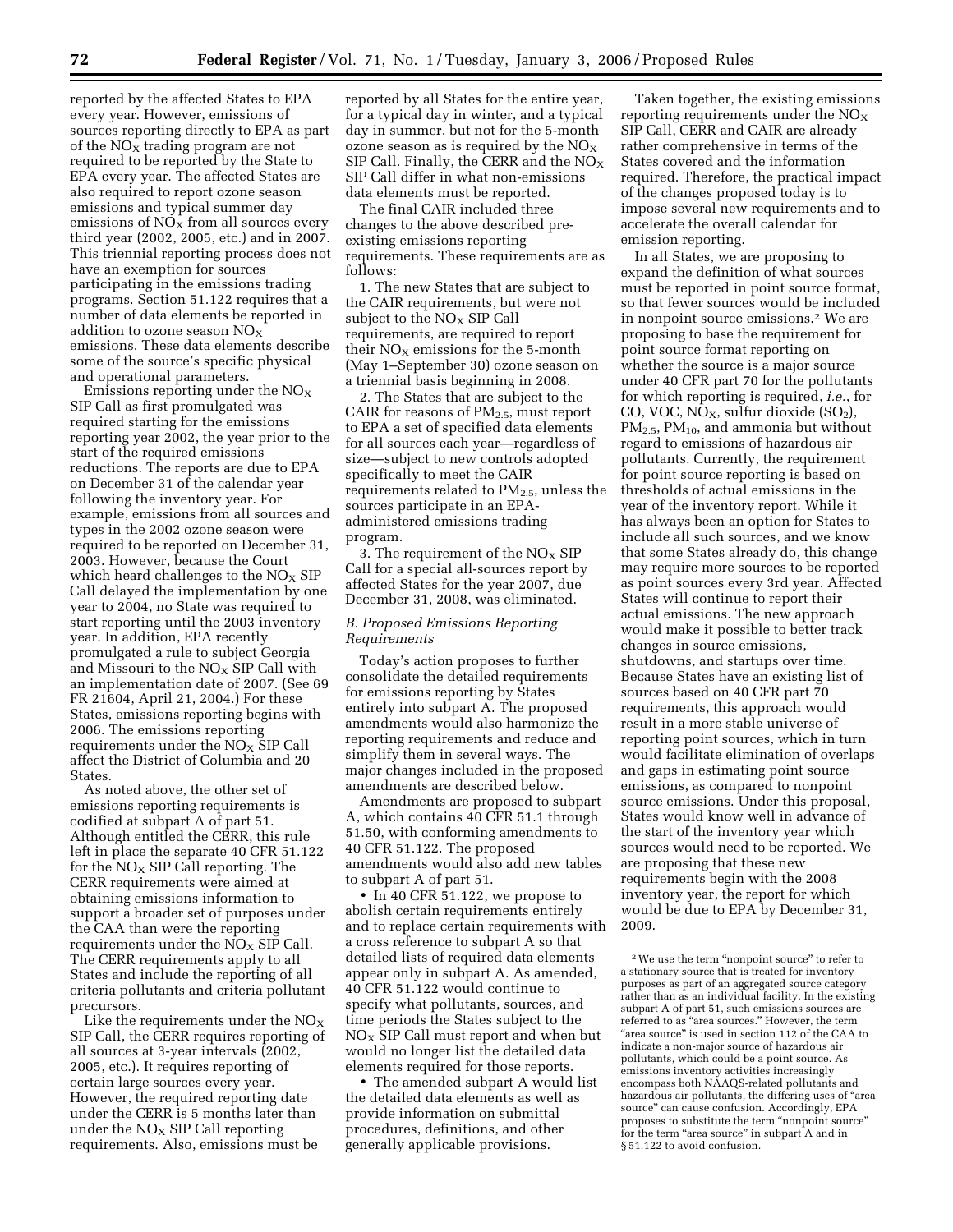reported by the affected States to EPA every year. However, emissions of sources reporting directly to EPA as part of the $NO_X$ trading program are not required to be reported by the State to EPA every year. The affected States are also required to report ozone season emissions and typical summer day emissions of $NO_X$ from all sources every third year (2002, 2005, etc.) and in 2007. This triennial reporting process does not have an exemption for sources participating in the emissions trading programs. Section 51.122 requires that a number of data elements be reported in addition to ozone season $NO_X$ emissions. These data elements describe some of the source's specific physical and operational parameters.

Emissions reporting under the $NO_X$ SIP Call as first promulgated was required starting for the emissions reporting year 2002, the year prior to the start of the required emissions reductions. The reports are due to EPA on December 31 of the calendar year following the inventory year. For example, emissions from all sources and types in the 2002 ozone season were required to be reported on December 31, 2003. However, because the Court which heard challenges to the $NO_X$ SIP Call delayed the implementation by one year to 2004, no State was required to start reporting until the 2003 inventory year. In addition, EPA recently promulgated a rule to subject Georgia and Missouri to the $NO_X$ SIP Call with an implementation date of 2007. (See 69 FR 21604, April 21, 2004.) For these States, emissions reporting begins with 2006. The emissions reporting requirements under the $NO_X$ SIP Call affect the District of Columbia and 20 States.

As noted above, the other set of emissions reporting requirements is codified at subpart A of part 51. Although entitled the CERR, this rule left in place the separate 40 CFR 51.122 for the $NO_X$ SIP Call reporting. The CERR requirements were aimed at obtaining emissions information to support a broader set of purposes under the CAA than were the reporting requirements under the $NO_X$ SIP Call. The CERR requirements apply to all States and include the reporting of all criteria pollutants and criteria pollutant precursors.

Like the requirements under the $NO_X$ SIP Call, the CERR requires reporting of all sources at 3-year intervals (2002, 2005, etc.). It requires reporting of certain large sources every year. However, the required reporting date under the CERR is 5 months later than under the $NO_X$ SIP Call reporting requirements. Also, emissions must be reported by all States for the entire year, for a typical day in winter, and a typical day in summer, but not for the 5-month ozone season as is required by the $NO_X$ SIP Call. Finally, the CERR and the $NO_X$ SIP Call differ in what non-emissions data elements must be reported.

The final CAIR included three changes to the above described pre-existing emissions reporting requirements. These requirements are as follows:

1. The new States that are subject to the CAIR requirements, but were not subject to the $NO_X$ SIP Call requirements, are required to report their $NO_X$ emissions for the 5-month (May 1–September 30) ozone season on a triennial basis beginning in 2008.

2. The States that are subject to the CAIR for reasons of $PM_{2.5}$, must report to EPA a set of specified data elements for all sources each year—regardless of size—subject to new controls adopted specifically to meet the CAIR requirements related to $PM_{2.5}$, unless the sources participate in an EPA-administered emissions trading program.

3. The requirement of the $NO_X$ SIP Call for a special all-sources report by affected States for the year 2007, due December 31, 2008, was eliminated.

### *B. Proposed Emissions Reporting Requirements*

Today's action proposes to further consolidate the detailed requirements for emissions reporting by States entirely into subpart A. The proposed amendments would also harmonize the reporting requirements and reduce and simplify them in several ways. The major changes included in the proposed amendments are described below.

Amendments are proposed to subpart A, which contains 40 CFR 51.1 through 51.50, with conforming amendments to 40 CFR 51.122. The proposed amendments would also add new tables to subpart A of part 51.

- In 40 CFR 51.122, we propose to abolish certain requirements entirely and to replace certain requirements with a cross reference to subpart A so that detailed lists of required data elements appear only in subpart A. As amended, 40 CFR 51.122 would continue to specify what pollutants, sources, and time periods the States subject to the $NO_X$ SIP Call must report and when but would no longer list the detailed data elements required for those reports.
- The amended subpart A would list the detailed data elements as well as provide information on submittal procedures, definitions, and other generally applicable provisions.

Taken together, the existing emissions reporting requirements under the $NO_X$ SIP Call, CERR and CAIR are already rather comprehensive in terms of the States covered and the information required. Therefore, the practical impact of the changes proposed today is to impose several new requirements and to accelerate the overall calendar for emission reporting.

In all States, we are proposing to expand the definition of what sources must be reported in point source format, so that fewer sources would be included in nonpoint source emissions.[2] We are proposing to base the requirement for point source format reporting on whether the source is a major source under 40 CFR part 70 for the pollutants for which reporting is required, *i.e.*, for CO, VOC, $NO_X$, sulfur dioxide ($SO_2$), $PM_{2.5}$, $PM_{10}$, and ammonia but without regard to emissions of hazardous air pollutants. Currently, the requirement for point source reporting is based on thresholds of actual emissions in the year of the inventory report. While it has always been an option for States to include all such sources, and we know that some States already do, this change may require more sources to be reported as point sources every 3rd year. Affected States will continue to report their actual emissions. The new approach would make it possible to better track changes in source emissions, shutdowns, and startups over time. Because States have an existing list of sources based on 40 CFR part 70 requirements, this approach would result in a more stable universe of reporting point sources, which in turn would facilitate elimination of overlaps and gaps in estimating point source emissions, as compared to nonpoint source emissions. Under this proposal, States would know well in advance of the start of the inventory year which sources would need to be reported. We are proposing that these new requirements begin with the 2008 inventory year, the report for which would be due to EPA by December 31, 2009.

[2] We use the term "nonpoint source" to refer to a stationary source that is treated for inventory purposes as part of an aggregated source category rather than as an individual facility. In the existing subpart A of part 51, such emissions sources are referred to as "area sources." However, the term "area source" is used in section 112 of the CAA to indicate a non-major source of hazardous air pollutants, which could be a point source. As emissions inventory activities increasingly encompass both NAAQS-related pollutants and hazardous air pollutants, the differing uses of "area source" can cause confusion. Accordingly, EPA proposes to substitute the term "nonpoint source" for the term "area source" in subpart A and in § 51.122 to avoid confusion.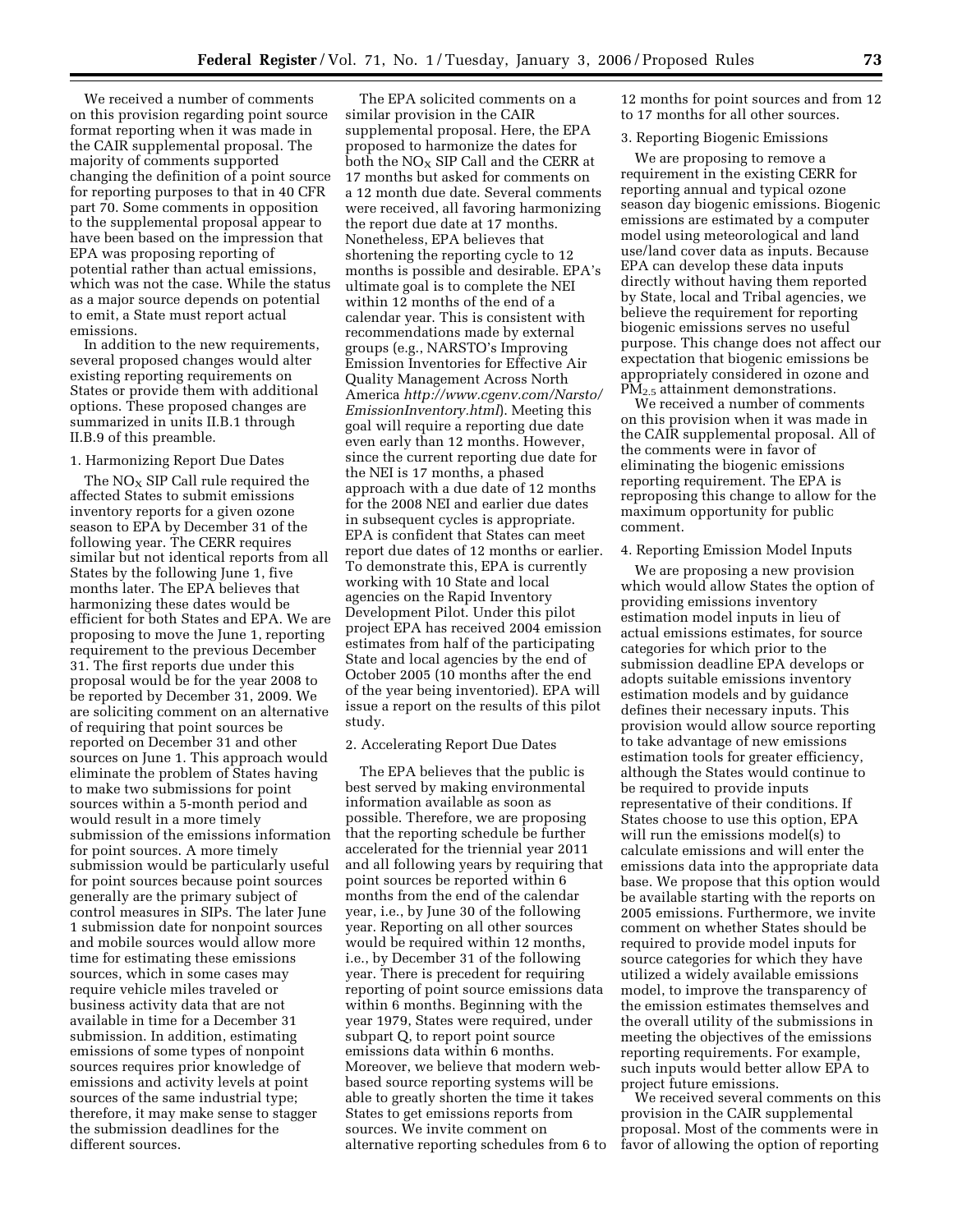We received a number of comments on this provision regarding point source format reporting when it was made in the CAIR supplemental proposal. The majority of comments supported changing the definition of a point source for reporting purposes to that in 40 CFR part 70. Some comments in opposition to the supplemental proposal appear to have been based on the impression that EPA was proposing reporting of potential rather than actual emissions, which was not the case. While the status as a major source depends on potential to emit, a State must report actual emissions.

In addition to the new requirements, several proposed changes would alter existing reporting requirements on States or provide them with additional options. These proposed changes are summarized in units II.B.1 through II.B.9 of this preamble.

1. Harmonizing Report Due Dates

The $NO_X$ SIP Call rule required the affected States to submit emissions inventory reports for a given ozone season to EPA by December 31 of the following year. The CERR requires similar but not identical reports from all States by the following June 1, five months later. The EPA believes that harmonizing these dates would be efficient for both States and EPA. We are proposing to move the June 1, reporting requirement to the previous December 31. The first reports due under this proposal would be for the year 2008 to be reported by December 31, 2009. We are soliciting comment on an alternative of requiring that point sources be reported on December 31 and other sources on June 1. This approach would eliminate the problem of States having to make two submissions for point sources within a 5-month period and would result in a more timely submission of the emissions information for point sources. A more timely submission would be particularly useful for point sources because point sources generally are the primary subject of control measures in SIPs. The later June 1 submission date for nonpoint sources and mobile sources would allow more time for estimating these emissions sources, which in some cases may require vehicle miles traveled or business activity data that are not available in time for a December 31 submission. In addition, estimating emissions of some types of nonpoint sources requires prior knowledge of emissions and activity levels at point sources of the same industrial type; therefore, it may make sense to stagger the submission deadlines for the different sources.

The EPA solicited comments on a similar provision in the CAIR supplemental proposal. Here, the EPA proposed to harmonize the dates for both the $NO_X$ SIP Call and the CERR at 17 months but asked for comments on a 12 month due date. Several comments were received, all favoring harmonizing the report due date at 17 months. Nonetheless, EPA believes that shortening the reporting cycle to 12 months is possible and desirable. EPA's ultimate goal is to complete the NEI within 12 months of the end of a calendar year. This is consistent with recommendations made by external groups (e.g., NARSTO's Improving Emission Inventories for Effective Air Quality Management Across North America *http://www.cgenv.com/Narsto/EmissionInventory.html*). Meeting this goal will require a reporting due date even early than 12 months. However, since the current reporting due date for the NEI is 17 months, a phased approach with a due date of 12 months for the 2008 NEI and earlier due dates in subsequent cycles is appropriate. EPA is confident that States can meet report due dates of 12 months or earlier. To demonstrate this, EPA is currently working with 10 State and local agencies on the Rapid Inventory Development Pilot. Under this pilot project EPA has received 2004 emission estimates from half of the participating State and local agencies by the end of October 2005 (10 months after the end of the year being inventoried). EPA will issue a report on the results of this pilot study.

2. Accelerating Report Due Dates

The EPA believes that the public is best served by making environmental information available as soon as possible. Therefore, we are proposing that the reporting schedule be further accelerated for the triennial year 2011 and all following years by requiring that point sources be reported within 6 months from the end of the calendar year, i.e., by June 30 of the following year. Reporting on all other sources would be required within 12 months, i.e., by December 31 of the following year. There is precedent for requiring reporting of point source emissions data within 6 months. Beginning with the year 1979, States were required, under subpart Q, to report point source emissions data within 6 months. Moreover, we believe that modern web-based source reporting systems will be able to greatly shorten the time it takes States to get emissions reports from sources. We invite comment on alternative reporting schedules from 6 to 12 months for point sources and from 12 to 17 months for all other sources.

3. Reporting Biogenic Emissions

We are proposing to remove a requirement in the existing CERR for reporting annual and typical ozone season day biogenic emissions. Biogenic emissions are estimated by a computer model using meteorological and land use/land cover data as inputs. Because EPA can develop these data inputs directly without having them reported by State, local and Tribal agencies, we believe the requirement for reporting biogenic emissions serves no useful purpose. This change does not affect our expectation that biogenic emissions be appropriately considered in ozone and $PM_{2.5}$ attainment demonstrations.

We received a number of comments on this provision when it was made in the CAIR supplemental proposal. All of the comments were in favor of eliminating the biogenic emissions reporting requirement. The EPA is reproposing this change to allow for the maximum opportunity for public comment.

4. Reporting Emission Model Inputs

We are proposing a new provision which would allow States the option of providing emissions inventory estimation model inputs in lieu of actual emissions estimates, for source categories for which prior to the submission deadline EPA develops or adopts suitable emissions inventory estimation models and by guidance defines their necessary inputs. This provision would allow source reporting to take advantage of new emissions estimation tools for greater efficiency, although the States would continue to be required to provide inputs representative of their conditions. If States choose to use this option, EPA will run the emissions model(s) to calculate emissions and will enter the emissions data into the appropriate data base. We propose that this option would be available starting with the reports on 2005 emissions. Furthermore, we invite comment on whether States should be required to provide model inputs for source categories for which they have utilized a widely available emissions model, to improve the transparency of the emission estimates themselves and the overall utility of the submissions in meeting the objectives of the emissions reporting requirements. For example, such inputs would better allow EPA to project future emissions.

We received several comments on this provision in the CAIR supplemental proposal. Most of the comments were in favor of allowing the option of reporting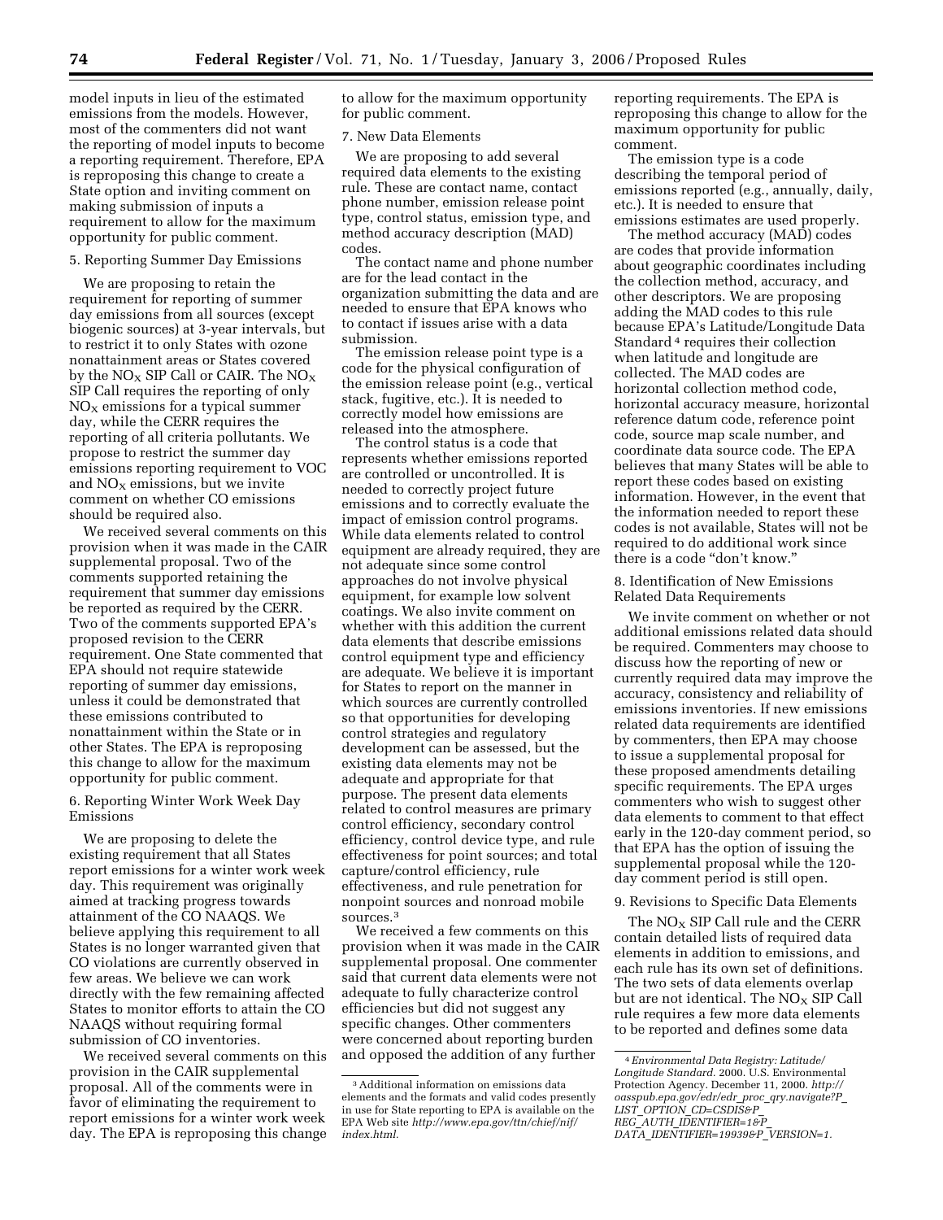model inputs in lieu of the estimated emissions from the models. However, most of the commenters did not want the reporting of model inputs to become a reporting requirement. Therefore, EPA is reproposing this change to create a State option and inviting comment on making submission of inputs a requirement to allow for the maximum opportunity for public comment.

5. Reporting Summer Day Emissions

We are proposing to retain the requirement for reporting of summer day emissions from all sources (except biogenic sources) at 3-year intervals, but to restrict it to only States with ozone nonattainment areas or States covered by the $NO_X$ SIP Call or CAIR. The $NO_X$ SIP Call requires the reporting of only $NO_X$ emissions for a typical summer day, while the CERR requires the reporting of all criteria pollutants. We propose to restrict the summer day emissions reporting requirement to VOC and $NO_X$ emissions, but we invite comment on whether CO emissions should be required also.

We received several comments on this provision when it was made in the CAIR supplemental proposal. Two of the comments supported retaining the requirement that summer day emissions be reported as required by the CERR. Two of the comments supported EPA's proposed revision to the CERR requirement. One State commented that EPA should not require statewide reporting of summer day emissions, unless it could be demonstrated that these emissions contributed to nonattainment within the State or in other States. The EPA is reproposing this change to allow for the maximum opportunity for public comment.

6. Reporting Winter Work Week Day Emissions

We are proposing to delete the existing requirement that all States report emissions for a winter work week day. This requirement was originally aimed at tracking progress towards attainment of the CO NAAQS. We believe applying this requirement to all States is no longer warranted given that CO violations are currently observed in few areas. We believe we can work directly with the few remaining affected States to monitor efforts to attain the CO NAAQS without requiring formal submission of CO inventories.

We received several comments on this provision in the CAIR supplemental proposal. All of the comments were in favor of eliminating the requirement to report emissions for a winter work week day. The EPA is reproposing this change to allow for the maximum opportunity for public comment.

7. New Data Elements

We are proposing to add several required data elements to the existing rule. These are contact name, contact phone number, emission release point type, control status, emission type, and method accuracy description (MAD) codes.

The contact name and phone number are for the lead contact in the organization submitting the data and are needed to ensure that EPA knows who to contact if issues arise with a data submission.

The emission release point type is a code for the physical configuration of the emission release point (e.g., vertical stack, fugitive, etc.). It is needed to correctly model how emissions are released into the atmosphere.

The control status is a code that represents whether emissions reported are controlled or uncontrolled. It is needed to correctly project future emissions and to correctly evaluate the impact of emission control programs. While data elements related to control equipment are already required, they are not adequate since some control approaches do not involve physical equipment, for example low solvent coatings. We also invite comment on whether with this addition the current data elements that describe emissions control equipment type and efficiency are adequate. We believe it is important for States to report on the manner in which sources are currently controlled so that opportunities for developing control strategies and regulatory development can be assessed, but the existing data elements may not be adequate and appropriate for that purpose. The present data elements related to control measures are primary control efficiency, secondary control efficiency, control device type, and rule effectiveness for point sources; and total capture/control efficiency, rule effectiveness, and rule penetration for nonpoint sources and nonroad mobile sources.[3]

We received a few comments on this provision when it was made in the CAIR supplemental proposal. One commenter said that current data elements were not adequate to fully characterize control efficiencies but did not suggest any specific changes. Other commenters were concerned about reporting burden and opposed the addition of any further reporting requirements. The EPA is reproposing this change to allow for the maximum opportunity for public comment.

The emission type is a code describing the temporal period of emissions reported (e.g., annually, daily, etc.). It is needed to ensure that emissions estimates are used properly.

The method accuracy (MAD) codes are codes that provide information about geographic coordinates including the collection method, accuracy, and other descriptors. We are proposing adding the MAD codes to this rule because EPA's Latitude/Longitude Data Standard[4] requires their collection when latitude and longitude are collected. The MAD codes are horizontal collection method code, horizontal accuracy measure, horizontal reference datum code, reference point code, source map scale number, and coordinate data source code. The EPA believes that many States will be able to report these codes based on existing information. However, in the event that the information needed to report these codes is not available, States will not be required to do additional work since there is a code "don't know."

8. Identification of New Emissions Related Data Requirements

We invite comment on whether or not additional emissions related data should be required. Commenters may choose to discuss how the reporting of new or currently required data may improve the accuracy, consistency and reliability of emissions inventories. If new emissions related data requirements are identified by commenters, then EPA may choose to issue a supplemental proposal for these proposed amendments detailing specific requirements. The EPA urges commenters who wish to suggest other data elements to comment to that effect early in the 120-day comment period, so that EPA has the option of issuing the supplemental proposal while the 120-day comment period is still open.

9. Revisions to Specific Data Elements

The $NO_X$ SIP Call rule and the CERR contain detailed lists of required data elements in addition to emissions, and each rule has its own set of definitions. The two sets of data elements overlap but are not identical. The $NO_X$ SIP Call rule requires a few more data elements to be reported and defines some data

---

[3] Additional information on emissions data elements and the formats and valid codes presently in use for State reporting to EPA is available on the EPA Web site *http://www.epa.gov/ttn/chief/nif/index.html.*

[4] *Environmental Data Registry: Latitude/Longitude Standard.* 2000. U.S. Environmental Protection Agency. December 11, 2000. *http://oasspub.epa.gov/edr/edr_proc_qry.navigate?P_LIST_OPTION_CD=CSDIS&P_REG_AUTH_IDENTIFIER=1&P_DATA_IDENTIFIER=19939&P_VERSION=1.*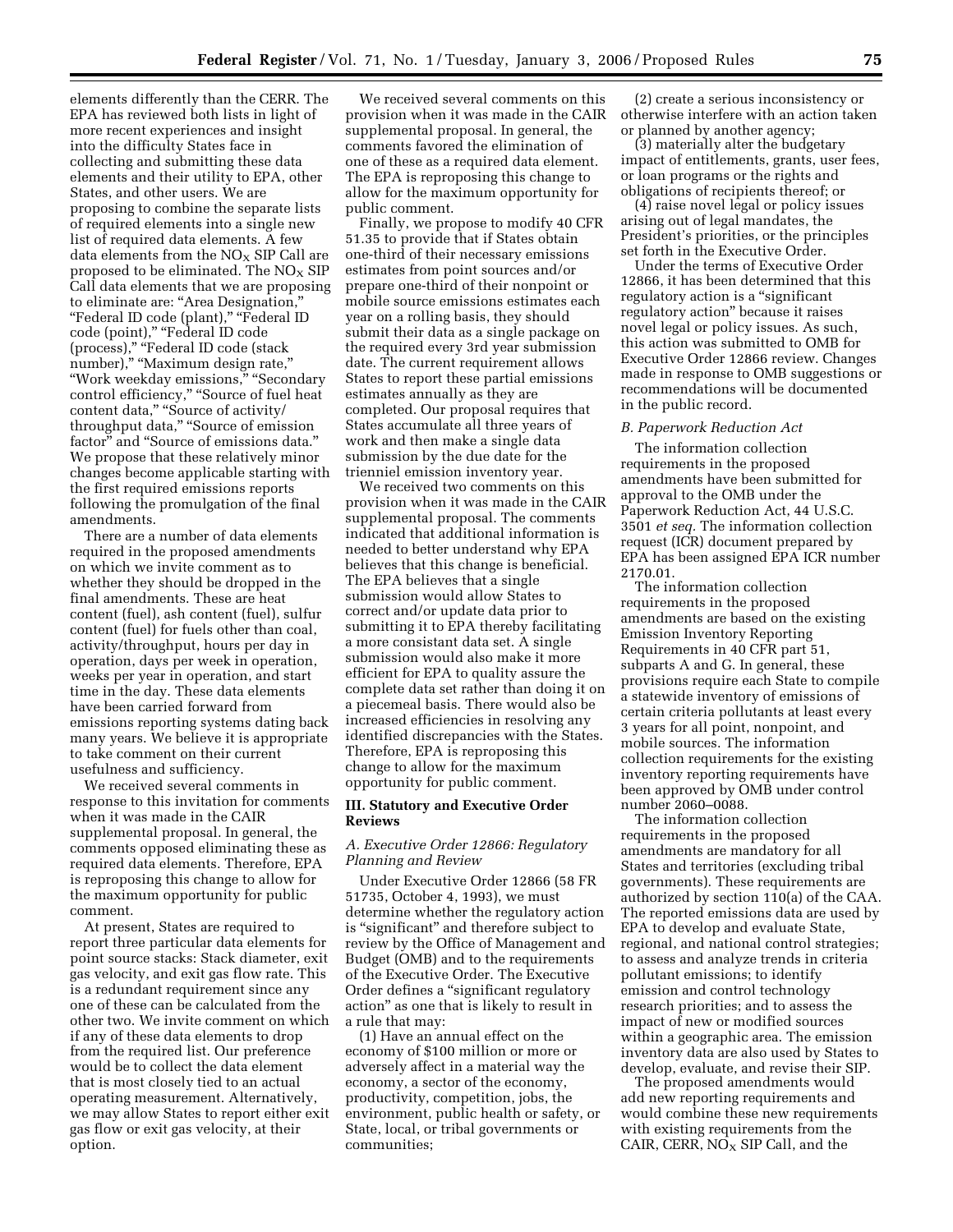elements differently than the CERR. The EPA has reviewed both lists in light of more recent experiences and insight into the difficulty States face in collecting and submitting these data elements and their utility to EPA, other States, and other users. We are proposing to combine the separate lists of required elements into a single new list of required data elements. A few data elements from the $NO_X$ SIP Call are proposed to be eliminated. The $NO_X$ SIP Call data elements that we are proposing to eliminate are: "Area Designation," "Federal ID code (plant)," "Federal ID code (point)," "Federal ID code (process)," "Federal ID code (stack number)," "Maximum design rate," "Work weekday emissions," "Secondary control efficiency," "Source of fuel heat content data," "Source of activity/throughput data," "Source of emission factor" and "Source of emissions data." We propose that these relatively minor changes become applicable starting with the first required emissions reports following the promulgation of the final amendments.

There are a number of data elements required in the proposed amendments on which we invite comment as to whether they should be dropped in the final amendments. These are heat content (fuel), ash content (fuel), sulfur content (fuel) for fuels other than coal, activity/throughput, hours per day in operation, days per week in operation, weeks per year in operation, and start time in the day. These data elements have been carried forward from emissions reporting systems dating back many years. We believe it is appropriate to take comment on their current usefulness and sufficiency.

We received several comments in response to this invitation for comments when it was made in the CAIR supplemental proposal. In general, the comments opposed eliminating these as required data elements. Therefore, EPA is reproposing this change to allow for the maximum opportunity for public comment.

At present, States are required to report three particular data elements for point source stacks: Stack diameter, exit gas velocity, and exit gas flow rate. This is a redundant requirement since any one of these can be calculated from the other two. We invite comment on which if any of these data elements to drop from the required list. Our preference would be to collect the data element that is most closely tied to an actual operating measurement. Alternatively, we may allow States to report either exit gas flow or exit gas velocity, at their option.

We received several comments on this provision when it was made in the CAIR supplemental proposal. In general, the comments favored the elimination of one of these as a required data element. The EPA is reproposing this change to allow for the maximum opportunity for public comment.

Finally, we propose to modify 40 CFR 51.35 to provide that if States obtain one-third of their necessary emissions estimates from point sources and/or prepare one-third of their nonpoint or mobile sources emissions estimates each year on a rolling basis, they should submit their data as a single package on the required every 3rd year submission date. The current requirement allows States to report these partial emissions estimates annually as they are completed. Our proposal requires that States accumulate all three years of work and then make a single data submission by the due date for the trienniel emission inventory year.

We received two comments on this provision when it was made in the CAIR supplemental proposal. The comments indicated that additional information is needed to better understand why EPA believes that this change is beneficial. The EPA believes that a single submission would allow States to correct and/or update data prior to submitting it to EPA thereby facilitating a more consistant data set. A single submission would also make it more efficient for EPA to quality assure the complete data set rather than doing it on a piecemeal basis. There would also be increased efficiencies in resolving any identified discrepancies with the States. Therefore, EPA is reproposing this change to allow for the maximum opportunity for public comment.

## III. Statutory and Executive Order Reviews

### *A. Executive Order 12866: Regulatory Planning and Review*

Under Executive Order 12866 (58 FR 51735, October 4, 1993), we must determine whether the regulatory action is "significant" and therefore subject to review by the Office of Management and Budget (OMB) and to the requirements of the Executive Order. The Executive Order defines a "significant regulatory action" as one that is likely to result in a rule that may:

(1) Have an annual effect on the economy of $100 million or more or adversely affect in a material way the economy, a sector of the economy, productivity, competition, jobs, the environment, public health or safety, or State, local, or tribal governments or communities;

(2) create a serious inconsistency or otherwise interfere with an action taken or planned by another agency;

(3) materially alter the budgetary impact of entitlements, grants, user fees, or loan programs or the rights and obligations of recipients thereof; or

(4) raise novel legal or policy issues arising out of legal mandates, the President's priorities, or the principles set forth in the Executive Order.

Under the terms of Executive Order 12866, it has been determined that this regulatory action is a "significant regulatory action" because it raises novel legal or policy issues. As such, this action was submitted to OMB for Executive Order 12866 review. Changes made in response to OMB suggestions or recommendations will be documented in the public record.

### *B. Paperwork Reduction Act*

The information collection requirements in the proposed amendments have been submitted for approval to the OMB under the Paperwork Reduction Act, 44 U.S.C. 3501 *et seq.* The information collection request (ICR) document prepared by EPA has been assigned EPA ICR number 2170.01.

The information collection requirements in the proposed amendments are based on the existing Emission Inventory Reporting Requirements in 40 CFR part 51, subparts A and G. In general, these provisions require each State to compile a statewide inventory of emissions of certain criteria pollutants at least every 3 years for all point, nonpoint, and mobile sources. The information collection requirements for the existing inventory reporting requirements have been approved by OMB under control number 2060–0088.

The information collection requirements in the proposed amendments are mandatory for all States and territories (excluding tribal governments). These requirements are authorized by section 110(a) of the CAA. The reported emissions data are used by EPA to develop and evaluate State, regional, and national control strategies; to assess and analyze trends in criteria pollutant emissions; to identify emission and control technology research priorities; and to assess the impact of new or modified sources within a geographic area. The emission inventory data are also used by States to develop, evaluate, and revise their SIP.

The proposed amendments would add new reporting requirements and would combine these new requirements with existing requirements from the CAIR, CERR, $NO_X$ SIP Call, and the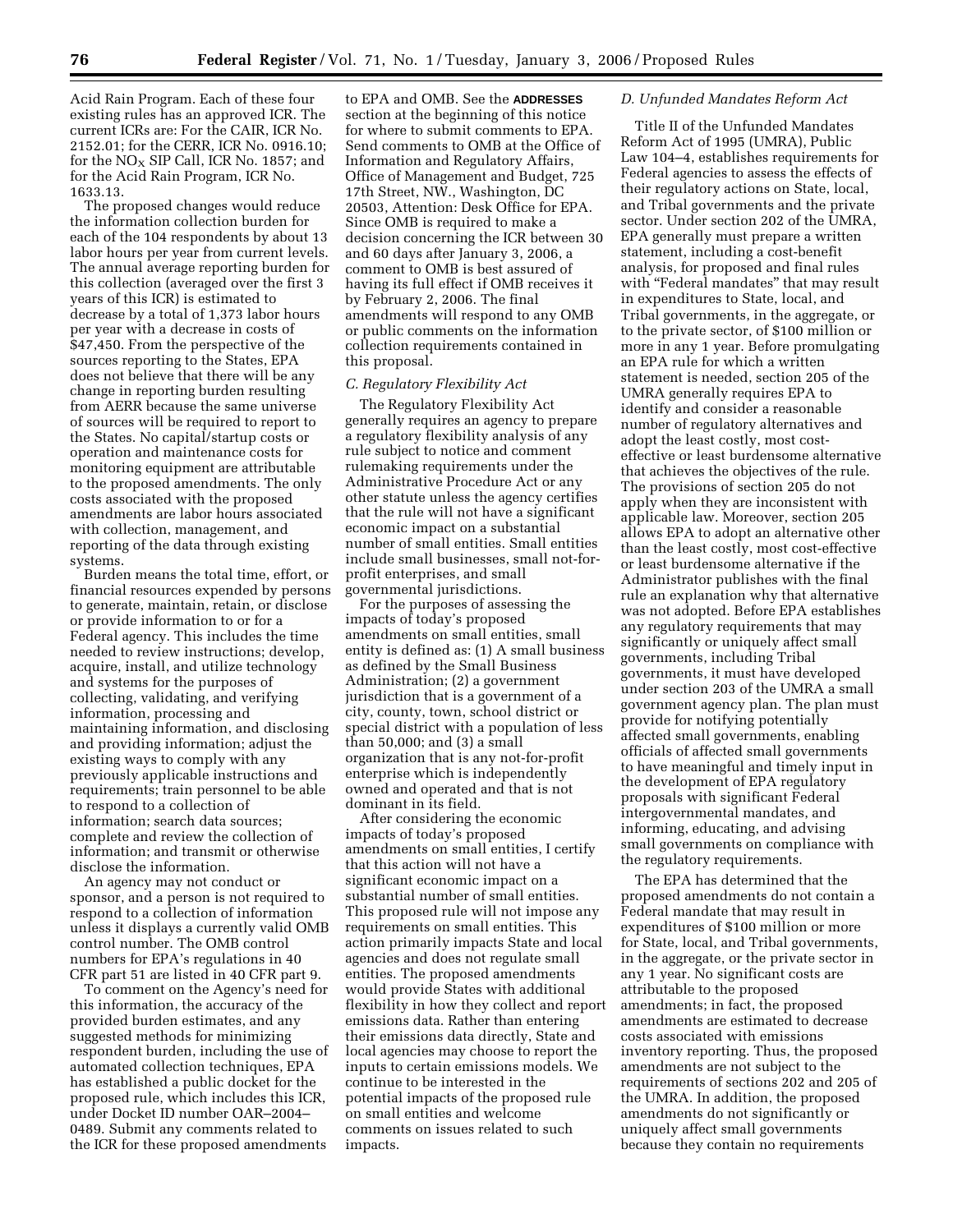Acid Rain Program. Each of these four existing rules has an approved ICR. The current ICRs are: For the CAIR, ICR No. 2152.01; for the CERR, ICR No. 0916.10; for the $NO_X$ SIP Call, ICR No. 1857; and for the Acid Rain Program, ICR No. 1633.13.

The proposed changes would reduce the information collection burden for each of the 104 respondents by about 13 labor hours per year from current levels. The annual average reporting burden for this collection (averaged over the first 3 years of this ICR) is estimated to decrease by a total of 1,373 labor hours per year with a decrease in costs of $47,450. From the perspective of the sources reporting to the States, EPA does not believe that there will be any change in reporting burden resulting from AERR because the same universe of sources will be required to report to the States. No capital/startup costs or operation and maintenance costs for monitoring equipment are attributable to the proposed amendments. The only costs associated with the proposed amendments are labor hours associated with collection, management, and reporting of the data through existing systems.

Burden means the total time, effort, or financial resources expended by persons to generate, maintain, retain, or disclose or provide information to or for a Federal agency. This includes the time needed to review instructions; develop, acquire, install, and utilize technology and systems for the purposes of collecting, validating, and verifying information, processing and maintaining information, and disclosing and providing information; adjust the existing ways to comply with any previously applicable instructions and requirements; train personnel to be able to respond to a collection of information; search data sources; complete and review the collection of information; and transmit or otherwise disclose the information.

An agency may not conduct or sponsor, and a person is not required to respond to a collection of information unless it displays a currently valid OMB control number. The OMB control numbers for EPA's regulations in 40 CFR part 51 are listed in 40 CFR part 9.

To comment on the Agency's need for this information, the accuracy of the provided burden estimates, and any suggested methods for minimizing respondent burden, including the use of automated collection techniques, EPA has established a public docket for the proposed rule, which includes this ICR, under Docket ID number OAR–2004–0489. Submit any comments related to the ICR for these proposed amendments to EPA and OMB. See the **ADDRESSES** section at the beginning of this notice for where to submit comments to EPA. Send comments to OMB at the Office of Information and Regulatory Affairs, Office of Management and Budget, 725 17th Street, NW., Washington, DC 20503, Attention: Desk Office for EPA. Since OMB is required to make a decision concerning the ICR between 30 and 60 days after January 3, 2006, a comment to OMB is best assured of having its full effect if OMB receives it by February 2, 2006. The final amendments will respond to any OMB or public comments on the information collection requirements contained in this proposal.

### *C. Regulatory Flexibility Act*

The Regulatory Flexibility Act generally requires an agency to prepare a regulatory flexibility analysis of any rule subject to notice and comment rulemaking requirements under the Administrative Procedure Act or any other statute unless the agency certifies that the rule will not have a significant economic impact on a substantial number of small entities. Small entities include small businesses, small not-for-profit enterprises, and small governmental jurisdictions.

For the purposes of assessing the impacts of today's proposed amendments on small entities, small entity is defined as: (1) A small business as defined by the Small Business Administration; (2) a government jurisdiction that is a government of a city, county, town, school district or special district with a population of less than 50,000; and (3) a small organization that is any not-for-profit enterprise which is independently owned and operated and that is not dominant in its field.

After considering the economic impacts of today's proposed amendments on small entities, I certify that this action will not have a significant economic impact on a substantial number of small entities. This proposed rule will not impose any requirements on small entities. This action primarily impacts State and local agencies and does not regulate small entities. The proposed amendments would provide States with additional flexibility in how they collect and report emissions data. Rather than entering their emissions data directly, State and local agencies may choose to report the inputs to certain emissions models. We continue to be interested in the potential impacts of the proposed rule on small entities and welcome comments on issues related to such impacts.

### *D. Unfunded Mandates Reform Act*

Title II of the Unfunded Mandates Reform Act of 1995 (UMRA), Public Law 104–4, establishes requirements for Federal agencies to assess the effects of their regulatory actions on State, local, and Tribal governments and the private sector. Under section 202 of the UMRA, EPA generally must prepare a written statement, including a cost-benefit analysis, for proposed and final rules with "Federal mandates" that may result in expenditures to State, local, and Tribal governments, in the aggregate, or to the private sector, of $100 million or more in any 1 year. Before promulgating an EPA rule for which a written statement is needed, section 205 of the UMRA generally requires EPA to identify and consider a reasonable number of regulatory alternatives and adopt the least costly, most cost-effective or least burdensome alternative that achieves the objectives of the rule. The provisions of section 205 do not apply when they are inconsistent with applicable law. Moreover, section 205 allows EPA to adopt an alternative other than the least costly, most cost-effective or least burdensome alternative if the Administrator publishes with the final rule an explanation why that alternative was not adopted. Before EPA establishes any regulatory requirements that may significantly or uniquely affect small governments, including Tribal governments, it must have developed under section 203 of the UMRA a small government agency plan. The plan must provide for notifying potentially affected small governments, enabling officials of affected small governments to have meaningful and timely input in the development of EPA regulatory proposals with significant Federal intergovernmental mandates, and informing, educating, and advising small governments on compliance with the regulatory requirements.

The EPA has determined that the proposed amendments do not contain a Federal mandate that may result in expenditures of $100 million or more for State, local, and Tribal governments, in the aggregate, or the private sector in any 1 year. No significant costs are attributable to the proposed amendments; in fact, the proposed amendments are estimated to decrease costs associated with emissions inventory reporting. Thus, the proposed amendments are not subject to the requirements of sections 202 and 205 of the UMRA. In addition, the proposed amendments do not significantly or uniquely affect small governments because they contain no requirements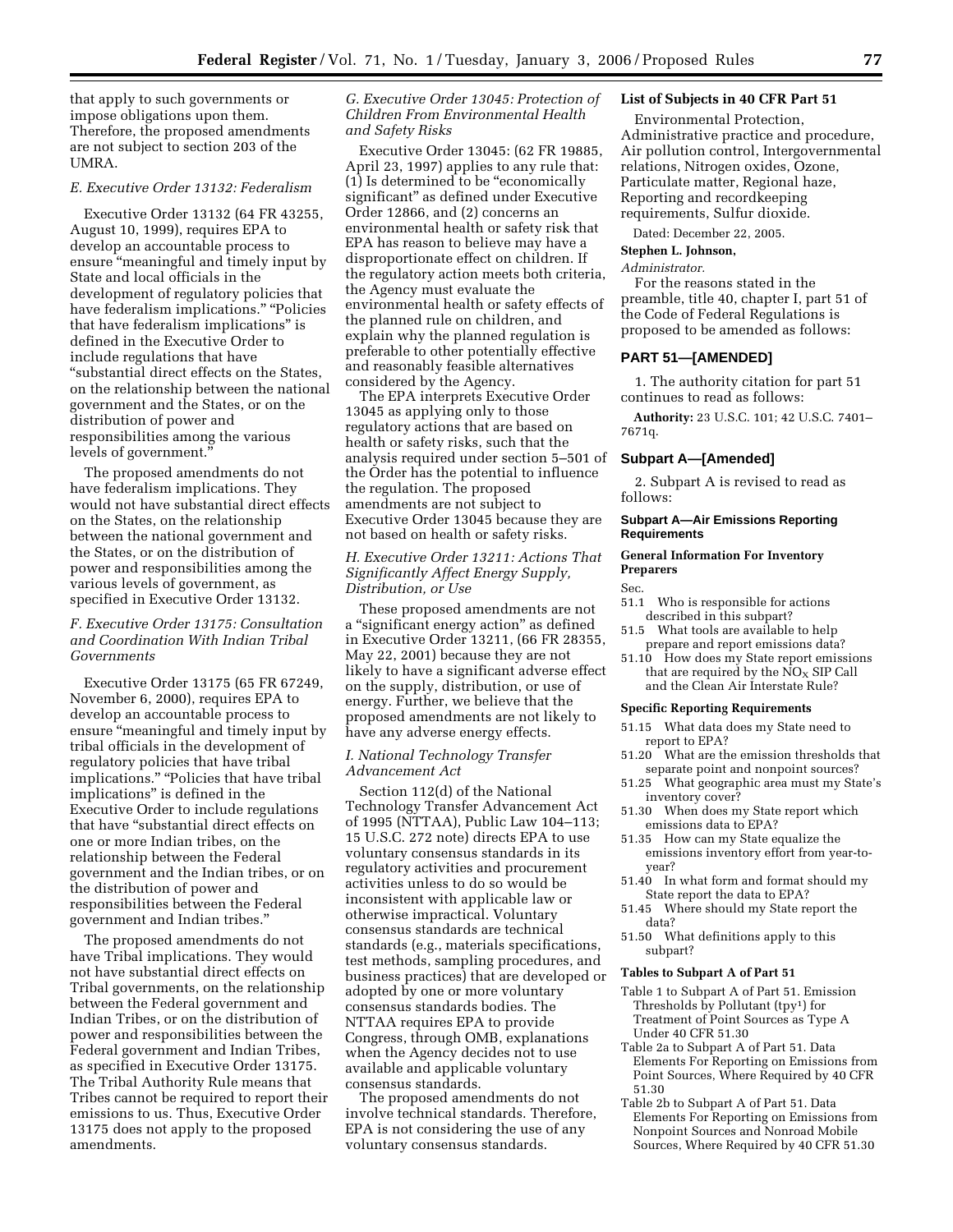that apply to such governments or impose obligations upon them. Therefore, the proposed amendments are not subject to section 203 of the UMRA.

### *E. Executive Order 13132: Federalism*

Executive Order 13132 (64 FR 43255, August 10, 1999), requires EPA to develop an accountable process to ensure "meaningful and timely input by State and local officials in the development of regulatory policies that have federalism implications." "Policies that have federalism implications" is defined in the Executive Order to include regulations that have "substantial direct effects on the States, on the relationship between the national government and the States, or on the distribution of power and responsibilities among the various levels of government."

The proposed amendments do not have federalism implications. They would not have substantial direct effects on the States, on the relationship between the national government and the States, or on the distribution of power and responsibilities among the various levels of government, as specified in Executive Order 13132.

### *F. Executive Order 13175: Consultation and Coordination With Indian Tribal Governments*

Executive Order 13175 (65 FR 67249, November 6, 2000), requires EPA to develop an accountable process to ensure "meaningful and timely input by tribal officials in the development of regulatory policies that have tribal implications." "Policies that have tribal implications" is defined in the Executive Order to include regulations that have "substantial direct effects on one or more Indian tribes, on the relationship between the Federal government and the Indian tribes, or on the distribution of power and responsibilities between the Federal government and Indian tribes."

The proposed amendments do not have Tribal implications. They would not have substantial direct effects on Tribal governments, on the relationship between the Federal government and Indian Tribes, or on the distribution of power and responsibilities between the Federal government and Indian Tribes, as specified in Executive Order 13175. The Tribal Authority Rule means that Tribes cannot be required to report their emissions to us. Thus, Executive Order 13175 does not apply to the proposed amendments.

### *G. Executive Order 13045: Protection of Children From Environmental Health and Safety Risks*

Executive Order 13045: (62 FR 19885, April 23, 1997) applies to any rule that: (1) Is determined to be "economically significant" as defined under Executive Order 12866, and (2) concerns an environmental health or safety risk that EPA has reason to believe may have a disproportionate effect on children. If the regulatory action meets both criteria, the Agency must evaluate the environmental health or safety effects of the planned rule on children, and explain why the planned regulation is preferable to other potentially effective and reasonably feasible alternatives considered by the Agency.

The EPA interprets Executive Order 13045 as applying only to those regulatory actions that are based on health or safety risks, such that the analysis required under section 5–501 of the Order has the potential to influence the regulation. The proposed amendments are not subject to Executive Order 13045 because they are not based on health or safety risks.

### *H. Executive Order 13211: Actions That Significantly Affect Energy Supply, Distribution, or Use*

These proposed amendments are not a "significant energy action" as defined in Executive Order 13211, (66 FR 28355, May 22, 2001) because they are not likely to have a significant adverse effect on the supply, distribution, or use of energy. Further, we believe that the proposed amendments are not likely to have any adverse energy effects.

### *I. National Technology Transfer Advancement Act*

Section 112(d) of the National Technology Transfer Advancement Act of 1995 (NTTAA), Public Law 104–113; 15 U.S.C. 272 note) directs EPA to use voluntary consensus standards in its regulatory activities and procurement activities unless to do so would be inconsistent with applicable law or otherwise impractical. Voluntary consensus standards are technical standards (e.g., materials specifications, test methods, sampling procedures, and business practices) that are developed or adopted by one or more voluntary consensus standards bodies. The NTTAA requires EPA to provide Congress, through OMB, explanations when the Agency decides not to use available and applicable voluntary consensus standards.

The proposed amendments do not involve technical standards. Therefore, EPA is not considering the use of any voluntary consensus standards.

### List of Subjects in 40 CFR Part 51

Environmental Protection, Administrative practice and procedure, Air pollution control, Intergovernmental relations, Nitrogen oxides, Ozone, Particulate matter, Regional haze, Reporting and recordkeeping requirements, Sulfur dioxide.

Dated: December 22, 2005.

**Stephen L. Johnson,**

*Administrator.*

For the reasons stated in the preamble, title 40, chapter I, part 51 of the Code of Federal Regulations is proposed to be amended as follows:

## PART 51—[AMENDED]

1. The authority citation for part 51 continues to read as follows:

**Authority:** 23 U.S.C. 101; 42 U.S.C. 7401–7671q.

## Subpart A—[Amended]

2. Subpart A is revised to read as follows:

### Subpart A—Air Emissions Reporting Requirements

#### General Information For Inventory Preparers

Sec.

- 51.1 Who is responsible for actions described in this subpart?
- 51.5 What tools are available to help prepare and report emissions data?
- 51.10 How does my State report emissions that are required by the $NO_X$ SIP Call and the Clean Air Interstate Rule?

#### Specific Reporting Requirements

- 51.15 What data does my State need to report to EPA?
- 51.20 What are the emission thresholds that separate point and nonpoint sources?
- 51.25 What geographic area must my State's inventory cover?
- 51.30 When does my State report which emissions data to EPA?
- 51.35 How can my State equalize the emissions inventory effort from year-to-year?
- 51.40 In what form and format should my State report the data to EPA?
- 51.45 Where should my State report the data?
- 51.50 What definitions apply to this subpart?

#### Tables to Subpart A of Part 51

- Table 1 to Subpart A of Part 51. Emission Thresholds by Pollutant (tpy[1]) for Treatment of Point Sources as Type A Under 40 CFR 51.30
- Table 2a to Subpart A of Part 51. Data Elements For Reporting on Emissions from Point Sources, Where Required by 40 CFR 51.30
- Table 2b to Subpart A of Part 51. Data Elements For Reporting on Emissions from Nonpoint Sources and Nonroad Mobile Sources, Where Required by 40 CFR 51.30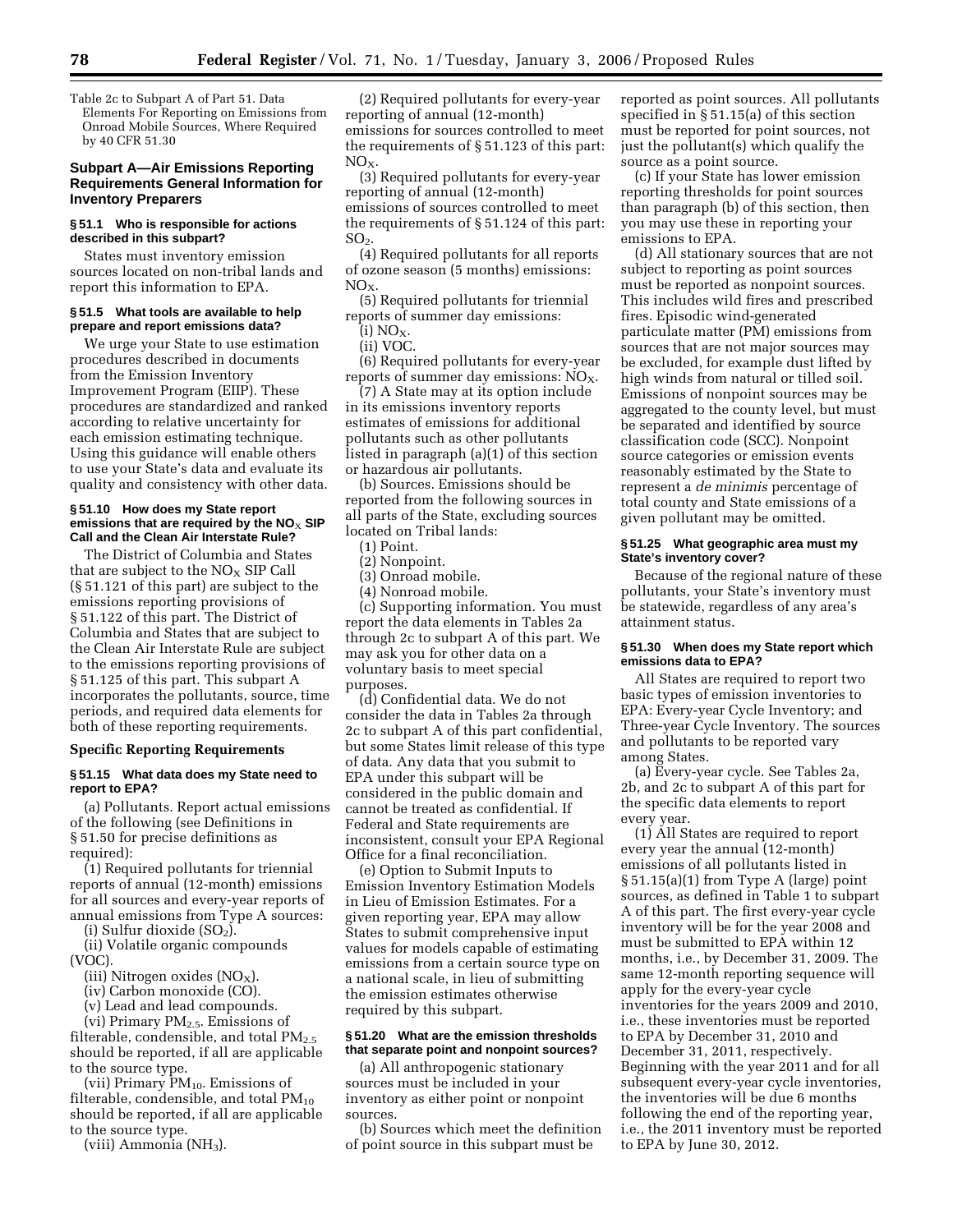Table 2c to Subpart A of Part 51. Data Elements For Reporting on Emissions from Onroad Mobile Sources, Where Required by 40 CFR 51.30

## Subpart A—Air Emissions Reporting Requirements General Information for Inventory Preparers

### § 51.1 Who is responsible for actions described in this subpart?

States must inventory emission sources located on non-tribal lands and report this information to EPA.

### § 51.5 What tools are available to help prepare and report emissions data?

We urge your State to use estimation procedures described in documents from the Emission Inventory Improvement Program (EIIP). These procedures are standardized and ranked according to relative uncertainty for each emission estimating technique. Using this guidance will enable others to use your State's data and evaluate its quality and consistency with other data.

### § 51.10 How does my State report emissions that are required by the $NO_X$ SIP Call and the Clean Air Interstate Rule?

The District of Columbia and States that are subject to the $NO_X$ SIP Call (§ 51.121 of this part) are subject to the emissions reporting provisions of § 51.122 of this part. The District of Columbia and States that are subject to the Clean Air Interstate Rule are subject to the emissions reporting provisions of § 51.125 of this part. This subpart A incorporates the pollutants, source, time periods, and required data elements for both of these reporting requirements.

**Specific Reporting Requirements**

### § 51.15 What data does my State need to report to EPA?

(a) Pollutants. Report actual emissions of the following (see Definitions in § 51.50 for precise definitions as required):

(1) Required pollutants for triennial reports of annual (12-month) emissions for all sources and every-year reports of annual emissions from Type A sources:

(i) Sulfur dioxide ($SO_2$).

(ii) Volatile organic compounds (VOC).

(iii) Nitrogen oxides ($NO_X$).

(iv) Carbon monoxide (CO).

(v) Lead and lead compounds.

(vi) Primary $PM_{2.5}$. Emissions of filterable, condensible, and total $PM_{2.5}$ should be reported, if all are applicable to the source type.

(vii) Primary $PM_{10}$. Emissions of filterable, condensible, and total $PM_{10}$ should be reported, if all are applicable to the source type.

(viii) Ammonia ($NH_3$).

(2) Required pollutants for every-year reporting of annual (12-month) emissions for sources controlled to meet the requirements of § 51.123 of this part: $NO_X$.

(3) Required pollutants for every-year reporting of annual (12-month) emissions of sources controlled to meet the requirements of § 51.124 of this part: $SO_2$.

(4) Required pollutants for all reports of ozone season (5 months) emissions: $NO_X$.

(5) Required pollutants for triennial reports of summer day emissions:

(i) $NO_X$.

(ii) VOC.

(6) Required pollutants for every-year reports of summer day emissions: $NO_X$.

(7) A State may at its option include in its emissions inventory reports estimates of emissions for additional pollutants such as other pollutants listed in paragraph (a)(1) of this section or hazardous air pollutants.

(b) Sources. Emissions should be reported from the following sources in all parts of the State, excluding sources located on Tribal lands:

(1) Point.

(2) Nonpoint.

(3) Onroad mobile.

(4) Nonroad mobile.

(c) Supporting information. You must report the data elements in Tables 2a through 2c to subpart A of this part. We may ask you for other data on a voluntary basis to meet special purposes.

(d) Confidential data. We do not consider the data in Tables 2a through 2c to subpart A of this part confidential, but some States limit release of this type of data. Any data that you submit to EPA under this subpart will be considered in the public domain and cannot be treated as confidential. If Federal and State requirements are inconsistent, consult your EPA Regional Office for a final reconciliation.

(e) Option to Submit Inputs to Emission Inventory Estimation Models in Lieu of Emission Estimates. For a given reporting year, EPA may allow States to submit comprehensive input values for models capable of estimating emissions from a certain source type on a national scale, in lieu of submitting the emission estimates otherwise required by this subpart.

### § 51.20 What are the emission thresholds that separate point and nonpoint sources?

(a) All anthropogenic stationary sources must be included in your inventory as either point or nonpoint sources.

(b) Sources which meet the definition of point source in this subpart must be reported as point sources. All pollutants specified in § 51.15(a) of this section must be reported for point sources, not just the pollutant(s) which qualify the source as a point source.

(c) If your State has lower emission reporting thresholds for point sources than paragraph (b) of this section, then you may use these in reporting your emissions to EPA.

(d) All stationary sources that are not subject to reporting as point sources must be reported as nonpoint sources. This includes wild fires and prescribed fires. Episodic wind-generated particulate matter (PM) emissions from sources that are not major sources may be excluded, for example dust lifted by high winds from natural or tilled soil. Emissions of nonpoint sources may be aggregated to the county level, but must be separated and identified by source classification code (SCC). Nonpoint source categories or emission events reasonably estimated by the State to represent a *de minimis* percentage of total county and State emissions of a given pollutant may be omitted.

### § 51.25 What geographic area must my State's inventory cover?

Because of the regional nature of these pollutants, your State's inventory must be statewide, regardless of any area's attainment status.

### § 51.30 When does my State report which emissions data to EPA?

All States are required to report two basic types of emission inventories to EPA: Every-year Cycle Inventory; and Three-year Cycle Inventory. The sources and pollutants to be reported vary among States.

(a) Every-year cycle. See Tables 2a, 2b, and 2c to subpart A of this part for the specific data elements to report every year.

(1) All States are required to report every year the annual (12-month) emissions of all pollutants listed in § 51.15(a)(1) from Type A (large) point sources, as defined in Table 1 to subpart A of this part. The first every-year cycle inventory will be for the year 2008 and must be submitted to EPA within 12 months, i.e., by December 31, 2009. The same 12-month reporting sequence will apply for the every-year cycle inventories for the years 2009 and 2010, i.e., these inventories must be reported to EPA by December 31, 2010 and December 31, 2011, respectively. Beginning with the year 2011 and for all subsequent every-year cycle inventories, the inventories will be due 6 months following the end of the reporting year, i.e., the 2011 inventory must be reported to EPA by June 30, 2012.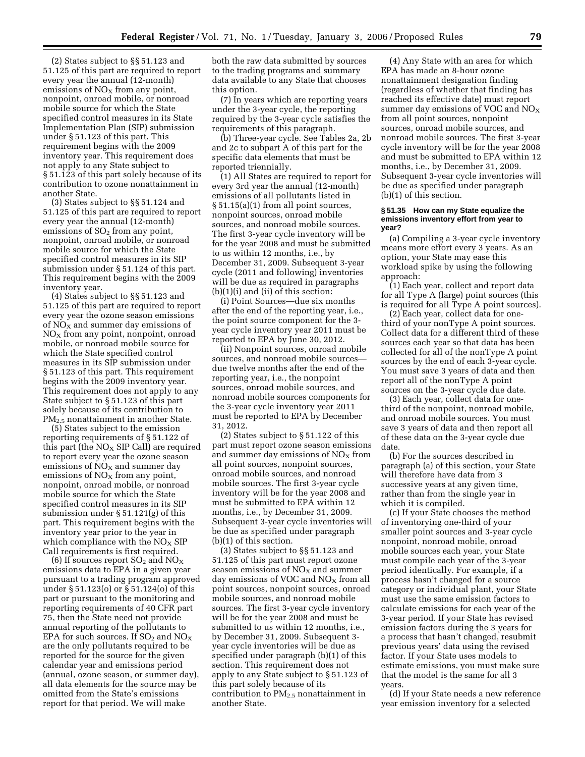(2) States subject to §§ 51.123 and 51.125 of this part are required to report every year the annual (12-month) emissions of $NO_X$ from any point, nonpoint, onroad mobile, or nonroad mobile source for which the State specified control measures in its State Implementation Plan (SIP) submission under § 51.123 of this part. This requirement begins with the 2009 inventory year. This requirement does not apply to any State subject to § 51.123 of this part solely because of its contribution to ozone nonattainment in another State.

(3) States subject to §§ 51.124 and 51.125 of this part are required to report every year the annual (12-month) emissions of $SO_2$ from any point, nonpoint, onroad mobile, or nonroad mobile source for which the State specified control measures in its SIP submission under § 51.124 of this part. This requirement begins with the 2009 inventory year.

(4) States subject to §§ 51.123 and 51.125 of this part are required to report every year the ozone season emissions of $NO_X$ and summer day emissions of $NO_X$ from any point, nonpoint, onroad mobile, or nonroad mobile source for which the State specified control measures in its SIP submission under § 51.123 of this part. This requirement begins with the 2009 inventory year. This requirement does not apply to any State subject to § 51.123 of this part solely because of its contribution to $PM_{2.5}$ nonattainment in another State.

(5) States subject to the emission reporting requirements of § 51.122 of this part (the $NO_X$ SIP Call) are required to report every year the ozone season emissions of $NO_X$ and summer day emissions of $NO_X$ from any point, nonpoint, onroad mobile, or nonroad mobile source for which the State specified control measures in its SIP submission under § 51.121(g) of this part. This requirement begins with the inventory year prior to the year in which compliance with the $NO_X$ SIP Call requirements is first required.

(6) If sources report $SO_2$ and $NO_X$ emissions data to EPA in a given year pursuant to a trading program approved under § 51.123(o) or § 51.124(o) of this part or pursuant to the monitoring and reporting requirements of 40 CFR part 75, then the State need not provide annual reporting of the pollutants to EPA for such sources. If $SO_2$ and $NO_X$ are the only pollutants required to be reported for the source for the given calendar year and emissions period (annual, ozone season, or summer day), all data elements for the source may be omitted from the State's emissions report for that period. We will make both the raw data submitted by sources to the trading programs and summary data available to any State that chooses this option.

(7) In years which are reporting years under the 3-year cycle, the reporting required by the 3-year cycle satisfies the requirements of this paragraph.

(b) Three-year cycle. See Tables 2a, 2b and 2c to subpart A of this part for the specific data elements that must be reported triennially.

(1) All States are required to report for every 3rd year the annual (12-month) emissions of all pollutants listed in § 51.15(a)(1) from all point sources, nonpoint sources, onroad mobile sources, and nonroad mobile sources. The first 3-year cycle inventory will be for the year 2008 and must be submitted to us within 12 months, i.e., by December 31, 2009. Subsequent 3-year cycle (2011 and following) inventories will be due as required in paragraphs (b)(1)(i) and (ii) of this section:

(i) Point Sources—due six months after the end of the reporting year, i.e., the point source component for the 3-year cycle inventory year 2011 must be reported to EPA by June 30, 2012.

(ii) Nonpoint sources, onroad mobile sources, and nonroad mobile sources—due twelve months after the end of the reporting year, i.e., the nonpoint sources, onroad mobile sources, and nonroad mobile sources components for the 3-year cycle inventory year 2011 must be reported to EPA by December 31, 2012.

(2) States subject to § 51.122 of this part must report ozone season emissions and summer day emissions of $NO_X$ from all point sources, nonpoint sources, onroad mobile sources, and nonroad mobile sources. The first 3-year cycle inventory will be for the year 2008 and must be submitted to EPA within 12 months, i.e., by December 31, 2009. Subsequent 3-year cycle inventories will be due as specified under paragraph (b)(1) of this section.

(3) States subject to §§ 51.123 and 51.125 of this part must report ozone season emissions of $NO_X$ and summer day emissions of VOC and $NO_X$ from all point sources, nonpoint sources, onroad mobile sources, and nonroad mobile sources. The first 3-year cycle inventory will be for the year 2008 and must be submitted to us within 12 months, i.e., by December 31, 2009. Subsequent 3-year cycle inventories will be due as specified under paragraph (b)(1) of this section. This requirement does not apply to any State subject to § 51.123 of this part solely because of its contribution to $PM_{2.5}$ nonattainment in another State.

(4) Any State with an area for which EPA has made an 8-hour ozone nonattainment designation finding (regardless of whether that finding has reached its effective date) must report summer day emissions of VOC and $NO_X$ from all point sources, nonpoint sources, onroad mobile sources, and nonroad mobile sources. The first 3-year cycle inventory will be for the year 2008 and must be submitted to EPA within 12 months, i.e., by December 31, 2009. Subsequent 3-year cycle inventories will be due as specified under paragraph (b)(1) of this section.

#### § 51.35 How can my State equalize the emissions inventory effort from year to year?

(a) Compiling a 3-year cycle inventory means more effort every 3 years. As an option, your State may ease this workload spike by using the following approach:

(1) Each year, collect and report data for all Type A (large) point sources (this is required for all Type A point sources).

(2) Each year, collect data for one-third of your nonType A point sources. Collect data for a different third of these sources each year so that data has been collected for all of the nonType A point sources by the end of each 3-year cycle. You must save 3 years of data and then report all of the nonType A point sources on the 3-year cycle due date.

(3) Each year, collect data for one-third of the nonpoint, nonroad mobile, and onroad mobile sources. You must save 3 years of data and then report all of these data on the 3-year cycle due date.

(b) For the sources described in paragraph (a) of this section, your State will therefore have data from 3 successive years at any given time, rather than from the single year in which it is compiled.

(c) If your State chooses the method of inventorying one-third of your smaller point sources and 3-year cycle nonpoint, nonroad mobile, onroad mobile sources each year, your State must compile each year of the 3-year period identically. For example, if a process hasn't changed for a source category or individual plant, your State must use the same emission factors to calculate emissions for each year of the 3-year period. If your State has revised emission factors during the 3 years for a process that hasn't changed, resubmit previous years' data using the revised factor. If your State uses models to estimate emissions, you must make sure that the model is the same for all 3 years.

(d) If your State needs a new reference year emission inventory for a selected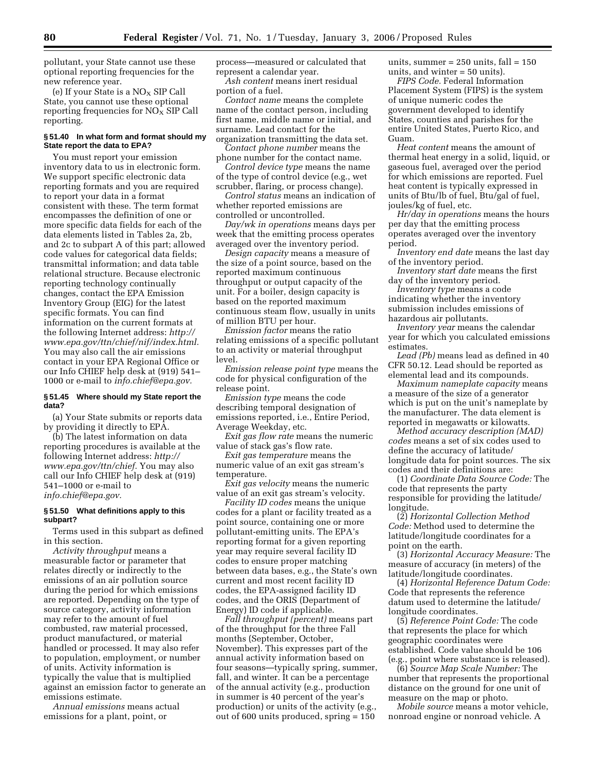pollutant, your State cannot use these optional reporting frequencies for the new reference year.

(e) If your State is a $NO_X$ SIP Call State, you cannot use these optional reporting frequencies for $NO_X$ SIP Call reporting.

#### § 51.40 In what form and format should my State report the data to EPA?

You must report your emission inventory data to us in electronic form. We support specific electronic data reporting formats and you are required to report your data in a format consistent with these. The term format encompasses the definition of one or more specific data fields for each of the data elements listed in Tables 2a, 2b, and 2c to subpart A of this part; allowed code values for categorical data fields; transmittal information; and data table relational structure. Because electronic reporting technology continually changes, contact the EPA Emission Inventory Group (EIG) for the latest specific formats. You can find information on the current formats at the following Internet address: *http://www.epa.gov/ttn/chief/nif/index.html.* You may also call the air emissions contact in your EPA Regional Office or our Info CHIEF help desk at (919) 541–1000 or e-mail to *info.chief@epa.gov.*

#### § 51.45 Where should my State report the data?

(a) Your State submits or reports data by providing it directly to EPA.

(b) The latest information on data reporting procedures is available at the following Internet address: *http://www.epa.gov/ttn/chief.* You may also call our Info CHIEF help desk at (919) 541–1000 or e-mail to *info.chief@epa.gov.*

#### § 51.50 What definitions apply to this subpart?

Terms used in this subpart as defined in this section.

*Activity throughput* means a measurable factor or parameter that relates directly or indirectly to the emissions of an air pollution source during the period for which emissions are reported. Depending on the type of source category, activity information may refer to the amount of fuel combusted, raw material processed, product manufactured, or material handled or processed. It may also refer to population, employment, or number of units. Activity information is typically the value that is multiplied against an emission factor to generate an emissions estimate.

*Annual emissions* means actual emissions for a plant, point, or process—measured or calculated that represent a calendar year.

*Ash content* means inert residual portion of a fuel.

*Contact name* means the complete name of the contact person, including first name, middle name or initial, and surname. Lead contact for the organization transmitting the data set.

*Contact phone number* means the phone number for the contact name.

*Control device type* means the name of the type of control device (e.g., wet scrubber, flaring, or process change).

*Control status* means an indication of whether reported emissions are controlled or uncontrolled.

*Day/wk in operations* means days per week that the emitting process operates averaged over the inventory period.

*Design capacity* means a measure of the size of a point source, based on the reported maximum continuous throughput or output capacity of the unit. For a boiler, design capacity is based on the reported maximum continuous steam flow, usually in units of million BTU per hour.

*Emission factor* means the ratio relating emissions of a specific pollutant to an activity or material throughput level.

*Emission release point type* means the code for physical configuration of the release point.

*Emission type* means the code describing temporal designation of emissions reported, i.e., Entire Period, Average Weekday, etc.

*Exit gas flow rate* means the numeric value of stack gas's flow rate.

*Exit gas temperature* means the numeric value of an exit gas stream's temperature.

*Exit gas velocity* means the numeric value of an exit gas stream's velocity.

*Facility ID codes* means the unique codes for a plant or facility treated as a point source, containing one or more pollutant-emitting units. The EPA's reporting format for a given reporting year may require several facility ID codes to ensure proper matching between data bases, e.g., the State's own current and most recent facility ID codes, the EPA-assigned facility ID codes, and the ORIS (Department of Energy) ID code if applicable.

*Fall throughput (percent)* means part of the throughput for the three Fall months (September, October, November). This expresses part of the annual activity information based on four seasons—typically spring, summer, fall, and winter. It can be a percentage of the annual activity (e.g., production in summer is 40 percent of the year's production) or units of the activity (e.g., out of 600 units produced, spring = 150 units, summer = 250 units, fall = 150 units, and winter = 50 units).

*FIPS Code.* Federal Information Placement System (FIPS) is the system of unique numeric codes the government developed to identify States, counties and parishes for the entire United States, Puerto Rico, and Guam.

*Heat content* means the amount of thermal heat energy in a solid, liquid, or gaseous fuel, averaged over the period for which emissions are reported. Fuel heat content is typically expressed in units of Btu/lb of fuel, Btu/gal of fuel, joules/kg of fuel, etc.

*Hr/day in operations* means the hours per day that the emitting process operates averaged over the inventory period.

*Inventory end date* means the last day of the inventory period.

*Inventory start date* means the first day of the inventory period.

*Inventory type* means a code indicating whether the inventory submission includes emissions of hazardous air pollutants.

*Inventory year* means the calendar year for which you calculated emissions estimates.

*Lead (Pb)* means lead as defined in 40 CFR 50.12. Lead should be reported as elemental lead and its compounds.

*Maximum nameplate capacity* means a measure of the size of a generator which is put on the unit's nameplate by the manufacturer. The data element is reported in megawatts or kilowatts.

*Method accuracy description (MAD) codes* means a set of six codes used to define the accuracy of latitude/longitude data for point sources. The six codes and their definitions are:

(1) *Coordinate Data Source Code:* The code that represents the party responsible for providing the latitude/longitude.

(2) *Horizontal Collection Method Code:* Method used to determine the latitude/longitude coordinates for a point on the earth.

(3) *Horizontal Accuracy Measure:* The measure of accuracy (in meters) of the latitude/longitude coordinates.

(4) *Horizontal Reference Datum Code:* Code that represents the reference datum used to determine the latitude/longitude coordinates.

(5) *Reference Point Code:* The code that represents the place for which geographic coordinates were established. Code value should be 106 (e.g., point where substance is released).

(6) *Source Map Scale Number:* The number that represents the proportional distance on the ground for one unit of measure on the map or photo.

*Mobile source* means a motor vehicle, nonroad engine or nonroad vehicle. A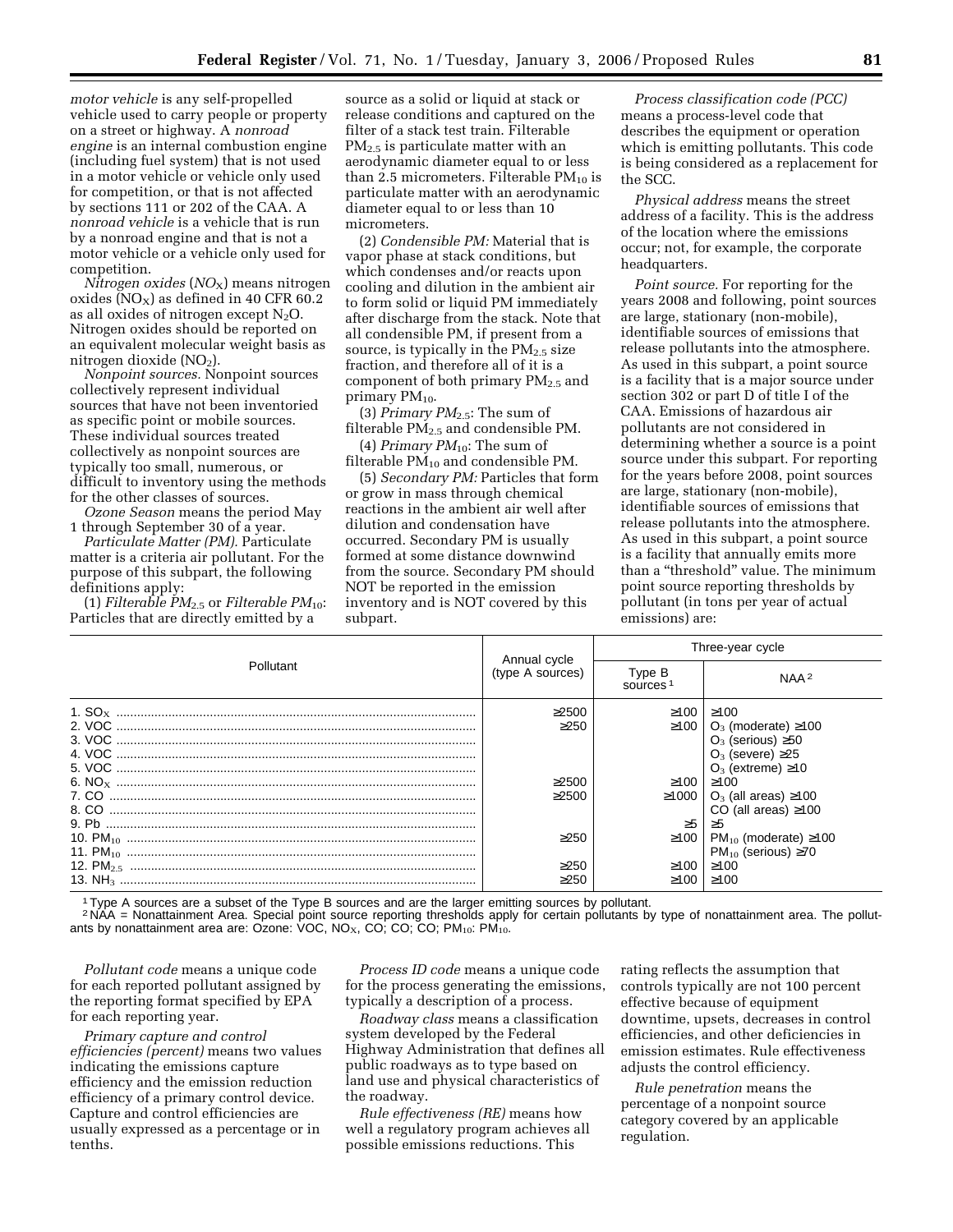*motor vehicle* is any self-propelled vehicle used to carry people or property on a street or highway. A *nonroad engine* is an internal combustion engine (including fuel system) that is not used in a motor vehicle or vehicle only used for competition, or that is not affected by sections 111 or 202 of the CAA. A *nonroad vehicle* is a vehicle that is run by a nonroad engine and that is not a motor vehicle or a vehicle only used for competition.

*Nitrogen oxides* ($NO_X$) means nitrogen oxides ($NO_X$) as defined in 40 CFR 60.2 as all oxides of nitrogen except $N_2O$. Nitrogen oxides should be reported on an equivalent molecular weight basis as nitrogen dioxide ($NO_2$).

*Nonpoint sources.* Nonpoint sources collectively represent individual sources that have not been inventoried as specific point or mobile sources. These individual sources treated collectively as nonpoint sources are typically too small, numerous, or difficult to inventory using the methods for the other classes of sources.

*Ozone Season* means the period May 1 through September 30 of a year.

*Particulate Matter (PM).* Particulate matter is a criteria air pollutant. For the purpose of this subpart, the following definitions apply:

(1) *Filterable $PM_{2.5}$ or Filterable $PM_{10}$*: Particles that are directly emitted by a source as a solid or liquid at stack or release conditions and captured on the filter of a stack test train. Filterable $PM_{2.5}$ is particulate matter with an aerodynamic diameter equal to or less than 2.5 micrometers. Filterable $PM_{10}$ is particulate matter with an aerodynamic diameter equal to or less than 10 micrometers.

(2) *Condensible PM:* Material that is vapor phase at stack conditions, but which condenses and/or reacts upon cooling and dilution in the ambient air to form solid or liquid PM immediately after discharge from the stack. Note that all condensible PM, if present from a source, is typically in the $PM_{2.5}$ size fraction, and therefore all of it is a component of both primary $PM_{2.5}$ and primary $PM_{10}$.

(3) *Primary $PM_{2.5}$*: The sum of filterable $PM_{2.5}$ and condensible PM.

(4) *Primary $PM_{10}$*: The sum of filterable $PM_{10}$ and condensible PM.

(5) *Secondary PM:* Particles that form or grow in mass through chemical reactions in the ambient air well after dilution and condensation have occurred. Secondary PM is usually formed at some distance downwind from the source. Secondary PM should NOT be reported in the emission inventory and is NOT covered by this subpart.

*Process classification code (PCC)* means a process-level code that describes the equipment or operation which is emitting pollutants. This code is being considered as a replacement for the SCC.

*Physical address* means the street address of a facility. This is the address of the location where the emissions occur; not, for example, the corporate headquarters.

*Point source.* For reporting for the years 2008 and following, point sources are large, stationary (non-mobile), identifiable sources of emissions that release pollutants into the atmosphere. As used in this subpart, a point source is a facility that is a major source under section 302 or part D of title I of the CAA. Emissions of hazardous air pollutants are not considered in determining whether a source is a point source under this subpart. For reporting for the years before 2008, point sources are large, stationary (non-mobile), identifiable sources of emissions that release pollutants into the atmosphere. As used in this subpart, a point source is a facility that annually emits more than a "threshold" value. The minimum point source reporting thresholds by pollutant (in tons per year of actual emissions) are:

| Pollutant | Annual cycle (type A sources) | Three-year cycle | |
|---|---|---|---|
| | | Type B sources [1] | NAA [2] |
| 1. $SO_X$ | ≥2500 | ≥100 | ≥100 |
| 2. VOC | ≥250 | ≥100 | $O_3$ (moderate) ≥100 |
| 3. VOC | | | $O_3$ (serious) ≥50 |
| 4. VOC | | | $O_3$ (severe) ≥25 |
| 5. VOC | | | $O_3$ (extreme) ≥10 |
| 6. $NO_X$ | ≥2500 | ≥100 | ≥100 |
| 7. CO | ≥2500 | ≥1000 | $O_3$ (all areas) ≥100 |
| 8. CO | | | CO (all areas) ≥100 |
| 9. Pb | | ≥5 | ≥5 |
| 10. $PM_{10}$ | ≥250 | ≥100 | $PM_{10}$ (moderate) ≥100 |
| 11. $PM_{10}$ | | | $PM_{10}$ (serious) ≥70 |
| 12. $PM_{2.5}$ | ≥250 | ≥100 | ≥100 |
| 13. $NH_3$ | ≥250 | ≥100 | ≥100 |

[1] Type A sources are a subset of the Type B sources and are the larger emitting sources by pollutant.

[2] NAA = Nonattainment Area. Special point source reporting thresholds apply for certain pollutants by type of nonattainment area. The pollutants by nonattainment area are: Ozone: VOC, $NO_X$, CO; CO; CO; $PM_{10}$: $PM_{10}$.

*Pollutant code* means a unique code for each reported pollutant assigned by the reporting format specified by EPA for each reporting year.

*Primary capture and control efficiencies (percent)* means two values indicating the emissions capture efficiency and the emission reduction efficiency of a primary control device. Capture and control efficiencies are usually expressed as a percentage or in tenths.

*Process ID code* means a unique code for the process generating the emissions, typically a description of a process.

*Roadway class* means a classification system developed by the Federal Highway Administration that defines all public roadways as to type based on land use and physical characteristics of the roadway.

*Rule effectiveness (RE)* means how well a regulatory program achieves all possible emissions reductions. This rating reflects the assumption that controls typically are not 100 percent effective because of equipment downtime, upsets, decreases in control efficiencies, and other deficiencies in emission estimates. Rule effectiveness adjusts the control efficiency.

*Rule penetration* means the percentage of a nonpoint source category covered by an applicable regulation.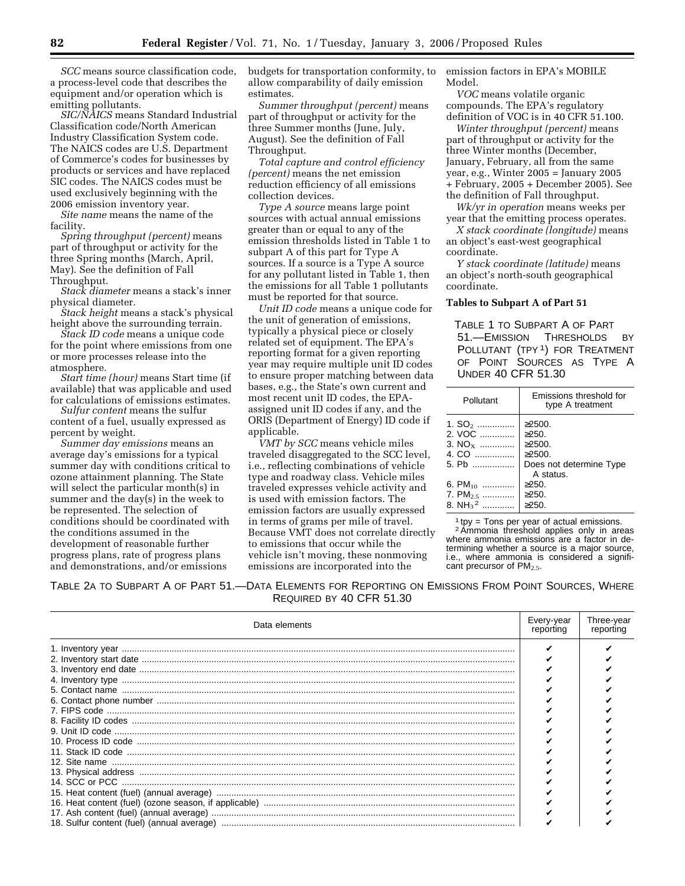*SCC* means source classification code, a process-level code that describes the equipment and/or operation which is emitting pollutants.

*SIC/NAICS* means Standard Industrial Classification code/North American Industry Classification System code. The NAICS codes are U.S. Department of Commerce's codes for businesses by products or services and have replaced SIC codes. The NAICS codes must be used exclusively beginning with the 2006 emission inventory year.

*Site name* means the name of the facility.

*Spring throughput (percent)* means part of throughput or activity for the three Spring months (March, April, May). See the definition of Fall Throughput.

*Stack diameter* means a stack's inner physical diameter.

*Stack height* means a stack's physical height above the surrounding terrain.

*Stack ID code* means a unique code for the point where emissions from one or more processes release into the atmosphere.

*Start time (hour)* means Start time (if available) that was applicable and used for calculations of emissions estimates.

*Sulfur content* means the sulfur content of a fuel, usually expressed as percent by weight.

*Summer day emissions* means an average day's emissions for a typical summer day with conditions critical to ozone attainment planning. The State will select the particular month(s) in summer and the day(s) in the week to be represented. The selection of conditions should be coordinated with the conditions assumed in the development of reasonable further progress plans, rate of progress plans and demonstrations, and/or emissions budgets for transportation conformity, to allow comparability of daily emission estimates.

*Summer throughput (percent)* means part of throughput or activity for the three Summer months (June, July, August). See the definition of Fall Throughput.

*Total capture and control efficiency (percent)* means the net emission reduction efficiency of all emissions collection devices.

*Type A source* means large point sources with actual annual emissions greater than or equal to any of the emission thresholds listed in Table 1 to subpart A of this part for Type A sources. If a source is a Type A source for any pollutant listed in Table 1, then the emissions for all Table 1 pollutants must be reported for that source.

*Unit ID code* means a unique code for the unit of generation of emissions, typically a physical piece or closely related set of equipment. The EPA's reporting format for a given reporting year may require multiple unit ID codes to ensure proper matching between data bases, e.g., the State's own current and most recent unit ID codes, the EPA-assigned unit ID codes if any, and the ORIS (Department of Energy) ID code if applicable.

*VMT by SCC* means vehicle miles traveled disaggregated to the SCC level, i.e., reflecting combinations of vehicle type and roadway class. Vehicle miles traveled expresses vehicle activity and is used with emission factors. The emission factors are usually expressed in terms of grams per mile of travel. Because VMT does not correlate directly to emissions that occur while the vehicle isn't moving, these nonmoving emissions are incorporated into the emission factors in EPA's MOBILE Model.

*VOC* means volatile organic compounds. The EPA's regulatory definition of VOC is in 40 CFR 51.100.

*Winter throughput (percent)* means part of throughput or activity for the three Winter months (December, January, February, all from the same year, e.g., Winter 2005 = January 2005 + February, 2005 + December 2005). See the definition of Fall throughput.

*Wk/yr in operation* means weeks per year that the emitting process operates.

*X stack coordinate (longitude)* means an object's east-west geographical coordinate.

*Y stack coordinate (latitude)* means an object's north-south geographical coordinate.

**Tables to Subpart A of Part 51**

TABLE 1 TO SUBPART A OF PART 51.—EMISSION THRESHOLDS BY POLLUTANT (TPY [1]) FOR TREATMENT OF POINT SOURCES AS TYPE A UNDER 40 CFR 51.30

| Pollutant | Emissions threshold for type A treatment |
|---|---|
| 1. $SO_2$ | ≥2500. |
| 2. VOC | ≥250. |
| 3. $NO_X$ | ≥2500. |
| 4. CO | ≥2500. |
| 5. Pb | Does not determine Type A status. |
| 6. $PM_{10}$ | ≥250. |
| 7. $PM_{2.5}$ | ≥250. |
| 8. $NH_3$ [2] | ≥250. |

[1] tpy = Tons per year of actual emissions.

[2] Ammonia threshold applies only in areas where ammonia emissions are a factor in determining whether a source is a major source, i.e., where ammonia is considered a significant precursor of $PM_{2.5}$.

TABLE 2A TO SUBPART A OF PART 51.—DATA ELEMENTS FOR REPORTING ON EMISSIONS FROM POINT SOURCES, WHERE REQUIRED BY 40 CFR 51.30

| Data elements | Every-year reporting | Three-year reporting |
|---|---|---|
| 1. Inventory year | ✔ | ✔ |
| 2. Inventory start date | ✔ | ✔ |
| 3. Inventory end date | ✔ | ✔ |
| 4. Inventory type | ✔ | ✔ |
| 5. Contact name | ✔ | ✔ |
| 6. Contact phone number | ✔ | ✔ |
| 7. FIPS code | ✔ | ✔ |
| 8. Facility ID codes | ✔ | ✔ |
| 9. Unit ID code | ✔ | ✔ |
| 10. Process ID code | ✔ | ✔ |
| 11. Stack ID code | ✔ | ✔ |
| 12. Site name | ✔ | ✔ |
| 13. Physical address | ✔ | ✔ |
| 14. SCC or PCC | ✔ | ✔ |
| 15. Heat content (fuel) (annual average) | ✔ | ✔ |
| 16. Heat content (fuel) (ozone season, if applicable) | ✔ | ✔ |
| 17. Ash content (fuel) (annual average) | ✔ | ✔ |
| 18. Sulfur content (fuel) (annual average) | ✔ | ✔ |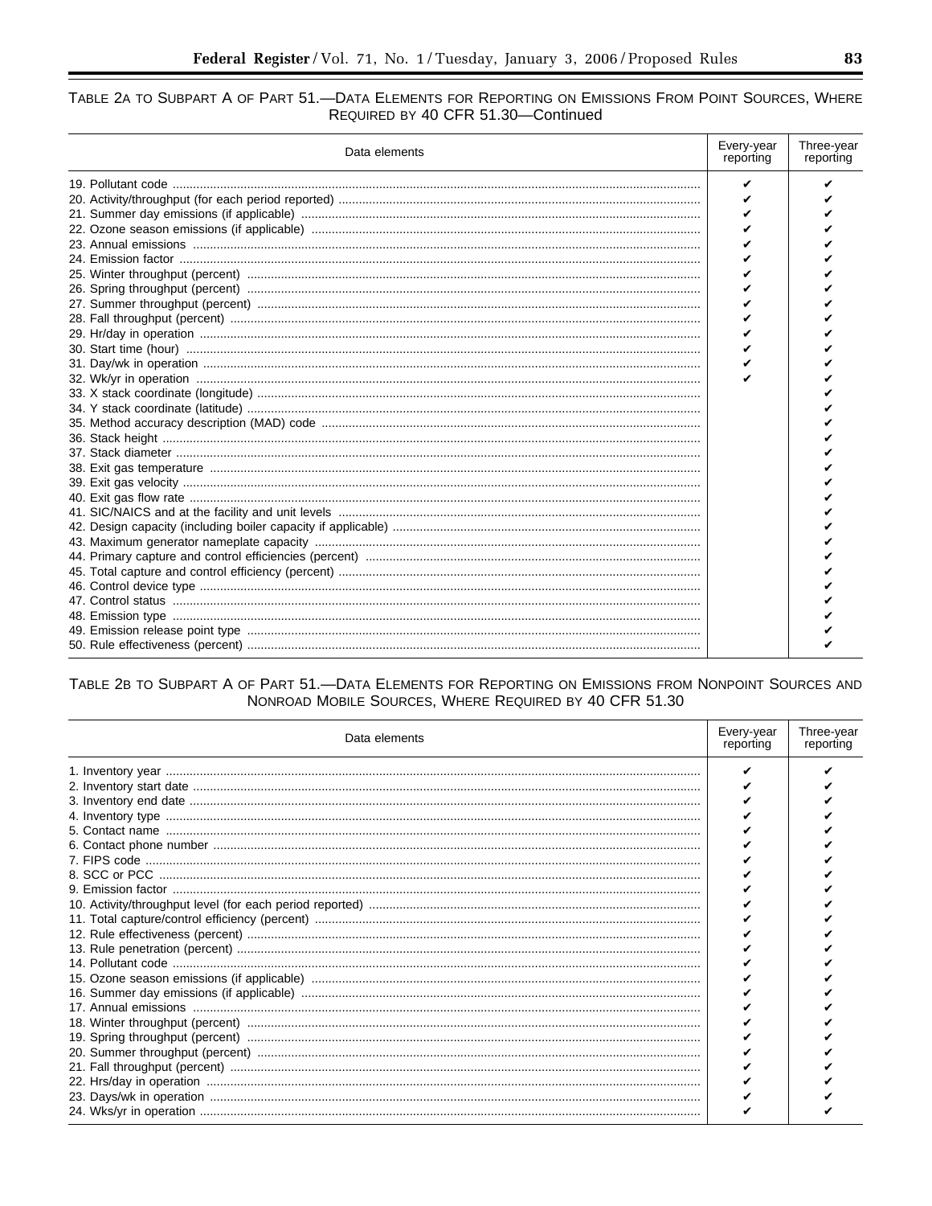TABLE 2A TO SUBPART A OF PART 51.—DATA ELEMENTS FOR REPORTING ON EMISSIONS FROM POINT SOURCES, WHERE REQUIRED BY 40 CFR 51.30—Continued

| Data elements | Every-year reporting | Three-year reporting |
|---|---|---|
| 19. Pollutant code | ✔ | ✔ |
| 20. Activity/throughput (for each period reported) | ✔ | ✔ |
| 21. Summer day emissions (if applicable) | ✔ | ✔ |
| 22. Ozone season emissions (if applicable) | ✔ | ✔ |
| 23. Annual emissions | ✔ | ✔ |
| 24. Emission factor | ✔ | ✔ |
| 25. Winter throughput (percent) | ✔ | ✔ |
| 26. Spring throughput (percent) | ✔ | ✔ |
| 27. Summer throughput (percent) | ✔ | ✔ |
| 28. Fall throughput (percent) | ✔ | ✔ |
| 29. Hr/day in operation | ✔ | ✔ |
| 30. Start time (hour) | ✔ | ✔ |
| 31. Day/wk in operation | ✔ | ✔ |
| 32. Wk/yr in operation | ✔ | ✔ |
| 33. X stack coordinate (longitude) | | ✔ |
| 34. Y stack coordinate (latitude) | | ✔ |
| 35. Method accuracy description (MAD) code | | ✔ |
| 36. Stack height | | ✔ |
| 37. Stack diameter | | ✔ |
| 38. Exit gas temperature | | ✔ |
| 39. Exit gas velocity | | ✔ |
| 40. Exit gas flow rate | | ✔ |
| 41. SIC/NAICS and at the facility and unit levels | | ✔ |
| 42. Design capacity (including boiler capacity if applicable) | | ✔ |
| 43. Maximum generator nameplate capacity | | ✔ |
| 44. Primary capture and control efficiencies (percent) | | ✔ |
| 45. Total capture and control efficiency (percent) | | ✔ |
| 46. Control device type | | ✔ |
| 47. Control status | | ✔ |
| 48. Emission type | | ✔ |
| 49. Emission release point type | | ✔ |
| 50. Rule effectiveness (percent) | | ✔ |

TABLE 2B TO SUBPART A OF PART 51.—DATA ELEMENTS FOR REPORTING ON EMISSIONS FROM NONPOINT SOURCES AND NONROAD MOBILE SOURCES, WHERE REQUIRED BY 40 CFR 51.30

| Data elements | Every-year reporting | Three-year reporting |
|---|---|---|
| 1. Inventory year | ✔ | ✔ |
| 2. Inventory start date | ✔ | ✔ |
| 3. Inventory end date | ✔ | ✔ |
| 4. Inventory type | ✔ | ✔ |
| 5. Contact name | ✔ | ✔ |
| 6. Contact phone number | ✔ | ✔ |
| 7. FIPS code | ✔ | ✔ |
| 8. SCC or PCC | ✔ | ✔ |
| 9. Emission factor | ✔ | ✔ |
| 10. Activity/throughput level (for each period reported) | ✔ | ✔ |
| 11. Total capture/control efficiency (percent) | ✔ | ✔ |
| 12. Rule effectiveness (percent) | ✔ | ✔ |
| 13. Rule penetration (percent) | ✔ | ✔ |
| 14. Pollutant code | ✔ | ✔ |
| 15. Ozone season emissions (if applicable) | ✔ | ✔ |
| 16. Summer day emissions (if applicable) | ✔ | ✔ |
| 17. Annual emissions | ✔ | ✔ |
| 18. Winter throughput (percent) | ✔ | ✔ |
| 19. Spring throughput (percent) | ✔ | ✔ |
| 20. Summer throughput (percent) | ✔ | ✔ |
| 21. Fall throughput (percent) | ✔ | ✔ |
| 22. Hrs/day in operation | ✔ | ✔ |
| 23. Days/wk in operation | ✔ | ✔ |
| 24. Wks/yr in operation | ✔ | ✔ |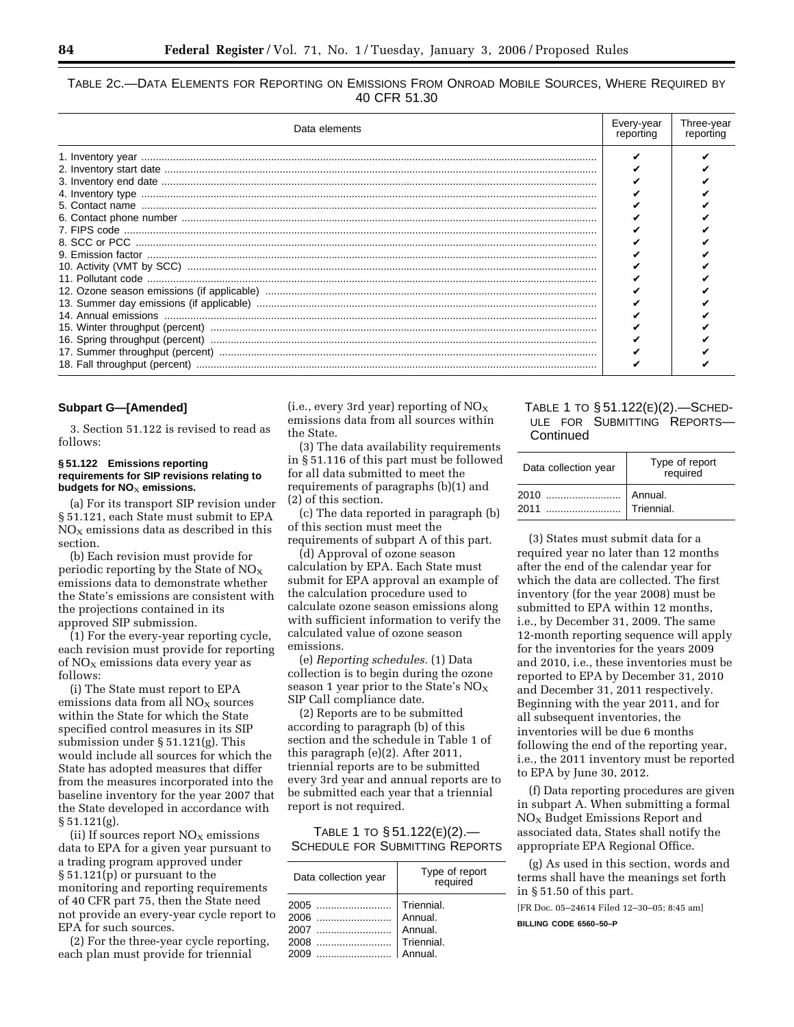TABLE 2C.—DATA ELEMENTS FOR REPORTING ON EMISSIONS FROM ONROAD MOBILE SOURCES, WHERE REQUIRED BY 40 CFR 51.30

| Data elements | Every-year reporting | Three-year reporting |
|---|---|---|
| 1. Inventory year | ✔ | ✔ |
| 2. Inventory start date | ✔ | ✔ |
| 3. Inventory end date | ✔ | ✔ |
| 4. Inventory type | ✔ | ✔ |
| 5. Contact name | ✔ | ✔ |
| 6. Contact phone number | ✔ | ✔ |
| 7. FIPS code | ✔ | ✔ |
| 8. SCC or PCC | ✔ | ✔ |
| 9. Emission factor | ✔ | ✔ |
| 10. Activity (VMT by SCC) | ✔ | ✔ |
| 11. Pollutant code | ✔ | ✔ |
| 12. Ozone season emissions (if applicable) | ✔ | ✔ |
| 13. Summer day emissions (if applicable) | ✔ | ✔ |
| 14. Annual emissions | ✔ | ✔ |
| 15. Winter throughput (percent) | ✔ | ✔ |
| 16. Spring throughput (percent) | ✔ | ✔ |
| 17. Summer throughput (percent) | ✔ | ✔ |
| 18. Fall throughput (percent) | ✔ | ✔ |

**Subpart G—[Amended]**

3. Section 51.122 is revised to read as follows:

**§ 51.122 Emissions reporting requirements for SIP revisions relating to budgets for $NO_X$ emissions.**

(a) For its transport SIP revision under § 51.121, each State must submit to EPA $NO_X$ emissions data as described in this section.

(b) Each revision must provide for periodic reporting by the State of $NO_X$ emissions data to demonstrate whether the State's emissions are consistent with the projections contained in its approved SIP submission.

(1) For the every-year reporting cycle, each revision must provide for reporting of $NO_X$ emissions data every year as follows:

(i) The State must report to EPA emissions data from all $NO_X$ sources within the State for which the State specified control measures in its SIP submission under § 51.121(g). This would include all sources for which the State has adopted measures that differ from the measures incorporated into the baseline inventory for the year 2007 that the State developed in accordance with § 51.121(g).

(ii) If sources report $NO_X$ emissions data to EPA for a given year pursuant to a trading program approved under § 51.121(p) or pursuant to the monitoring and reporting requirements of 40 CFR part 75, then the State need not provide an every-year cycle report to EPA for such sources.

(2) For the three-year cycle reporting, each plan must provide for triennial (i.e., every 3rd year) reporting of $NO_X$ emissions data from all sources within the State.

(3) The data availability requirements in § 51.116 of this part must be followed for all data submitted to meet the requirements of paragraphs (b)(1) and (2) of this section.

(c) The data reported in paragraph (b) of this section must meet the requirements of subpart A of this part.

(d) Approval of ozone season calculation by EPA. Each State must submit for EPA approval an example of the calculation procedure used to calculate ozone season emissions along with sufficient information to verify the calculated value of ozone season emissions.

(e) *Reporting schedules.* (1) Data collection is to begin during the ozone season 1 year prior to the State's $NO_X$ SIP Call compliance date.

(2) Reports are to be submitted according to paragraph (b) of this section and the schedule in Table 1 of this paragraph (e)(2). After 2011, triennial reports are to be submitted every 3rd year and annual reports are to be submitted each year that a triennial report is not required.

TABLE 1 TO § 51.122(E)(2).—SCHEDULE FOR SUBMITTING REPORTS

| Data collection year | Type of report required |
|---|---|
| 2005 | Triennial. |
| 2006 | Annual. |
| 2007 | Annual. |
| 2008 | Triennial. |
| 2009 | Annual. |
| 2010 | Annual. |
| 2011 | Triennial. |

(3) States must submit data for a required year no later than 12 months after the end of the calendar year for which the data are collected. The first inventory (for the year 2008) must be submitted to EPA within 12 months, i.e., by December 31, 2009. The same 12-month reporting sequence will apply for the inventories for the years 2009 and 2010, i.e., these inventories must be reported to EPA by December 31, 2010 and December 31, 2011 respectively. Beginning with the year 2011, and for all subsequent inventories, the inventories will be due 6 months following the end of the reporting year, i.e., the 2011 inventory must be reported to EPA by June 30, 2012.

(f) Data reporting procedures are given in subpart A. When submitting a formal $NO_X$ Budget Emissions Report and associated data, States shall notify the appropriate EPA Regional Office.

(g) As used in this section, words and terms shall have the meanings set forth in § 51.50 of this part.

[FR Doc. 05–24614 Filed 12–30–05; 8:45 am]

**BILLING CODE 6560–50–P**